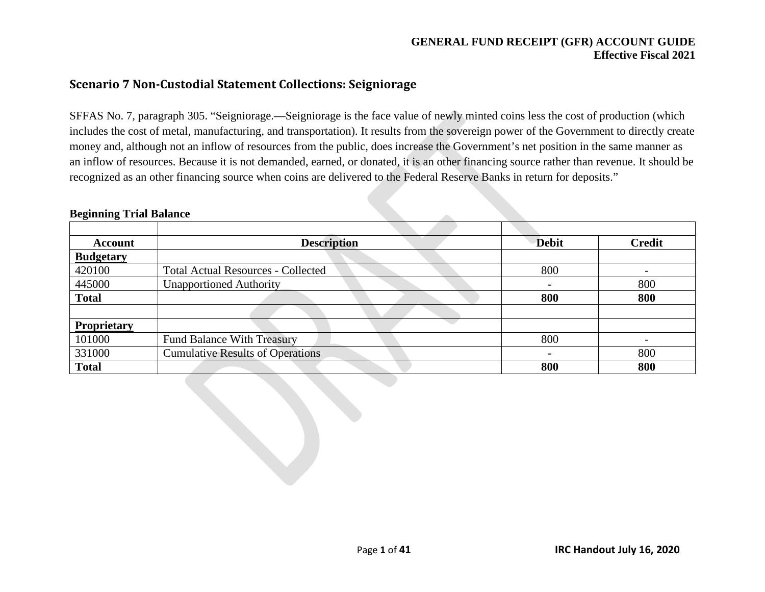## Scenario 7 Non-Custodial Statement Collections: Seigniorage

SFFAS No. 7, paragraph 305. "Seigniorage.—Seigniorage is the face value of newly minted coins less the cost of production (which includes the cost of metal, manufacturing, and transportation). It results from the sovereign power of the Government to directly create money and, although not an inflow of resources from the public, does increase the Government's net position in the same manner as an inflow of resources. Because it is not demanded, earned, or donated, it is an other financing source rather than revenue. It should be recognized as an other financing source when coins are delivered to the Federal Reserve Banks in return for deposits."

**Beginning Trial Balance**

| Account | Description | Debit | Credit |
|---|---|---|---|
| **Budgetary** | | | |
| 420100 | Total Actual Resources - Collected | 800 | - |
| 445000 | Unapportioned Authority | - | 800 |
| **Total** | | **800** | **800** |
| | | | |
| **Proprietary** | | | |
| 101000 | Fund Balance With Treasury | 800 | - |
| 331000 | Cumulative Results of Operations | - | 800 |
| **Total** | | **800** | **800** |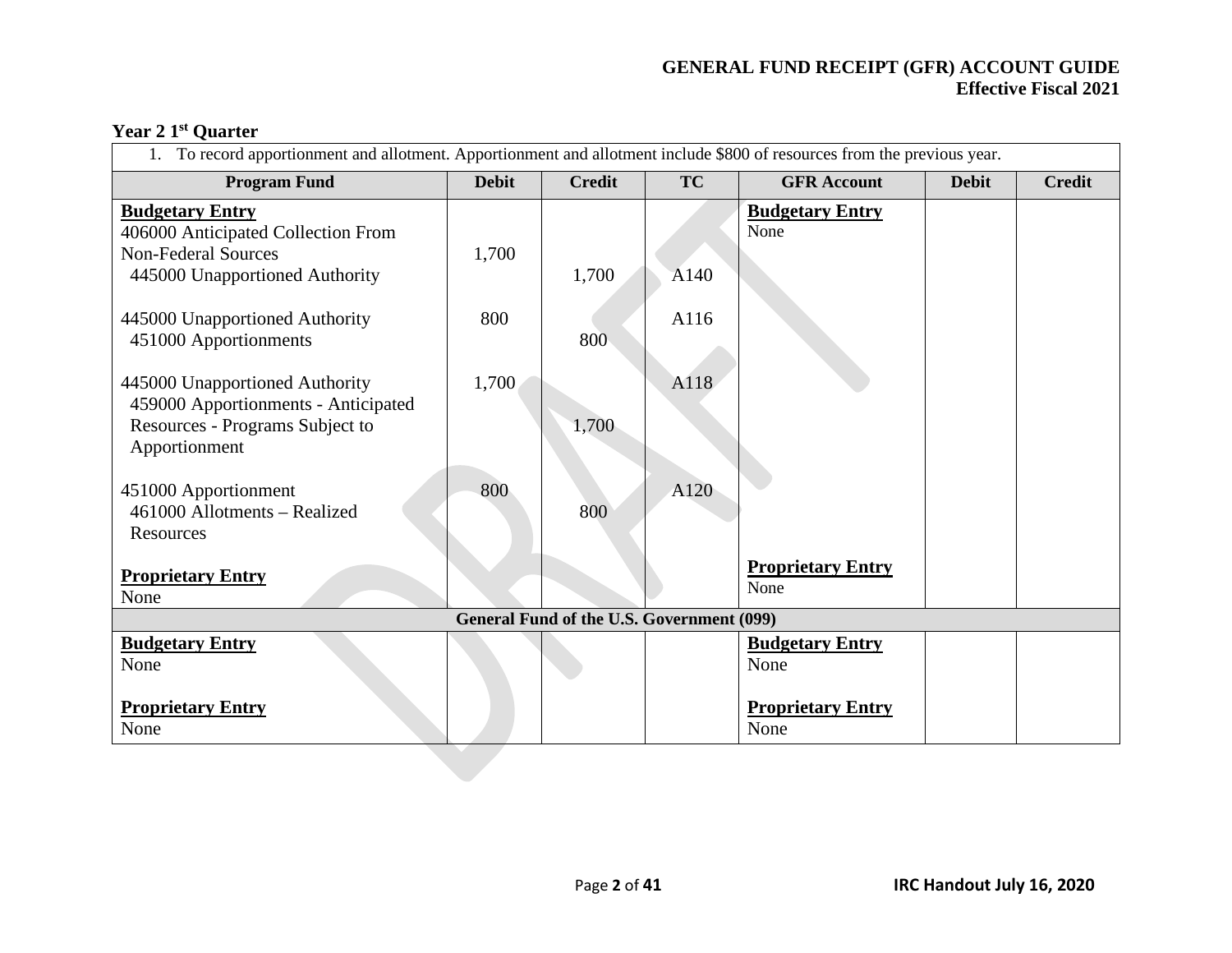### Year 2 1st Quarter

| 1. To record apportionment and allotment. Apportionment and allotment include $800 of resources from the previous year. | | | | | | |
|---|---|---|---|---|---|---|
| **Program Fund** | **Debit** | **Credit** | **TC** | **GFR Account** | **Debit** | **Credit** |
| **Budgetary Entry** | | | | **Budgetary Entry** | | |
| 406000 Anticipated Collection From Non-Federal Sources | 1,700 | | | None | | |
| 445000 Unapportioned Authority | | 1,700 | A140 | | | |
| 445000 Unapportioned Authority | 800 | | A116 | | | |
| 451000 Apportionments | | 800 | | | | |
| 445000 Unapportioned Authority | 1,700 | | A118 | | | |
| 459000 Apportionments - Anticipated Resources - Programs Subject to Apportionment | | 1,700 | | | | |
| 451000 Apportionment | 800 | | A120 | | | |
| 461000 Allotments – Realized Resources | | 800 | | | | |
| **Proprietary Entry** | | | | **Proprietary Entry** | | |
| None | | | | None | | |
| **General Fund of the U.S. Government (099)** | | | | | | |
| **Budgetary Entry** | | | | **Budgetary Entry** | | |
| None | | | | None | | |
| **Proprietary Entry** | | | | **Proprietary Entry** | | |
| None | | | | None | | |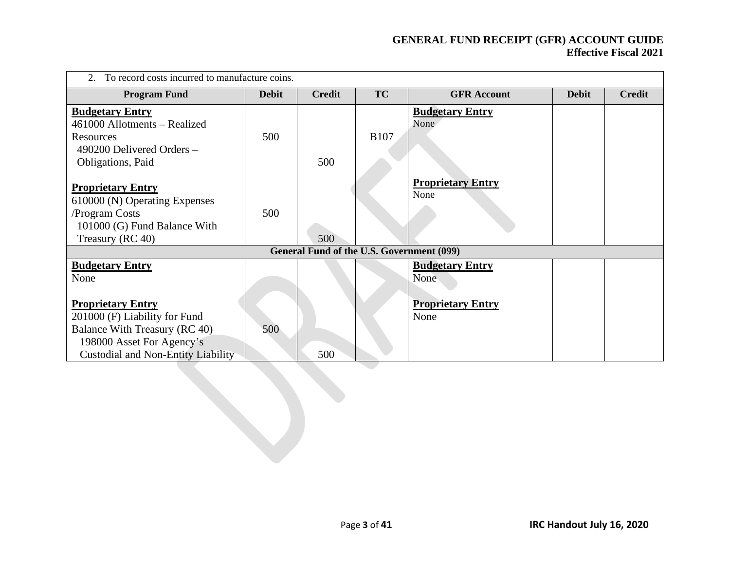| 2. To record costs incurred to manufacture coins. | | | | | | |
|---|---|---|---|---|---|---|
| **Program Fund** | **Debit** | **Credit** | **TC** | **GFR Account** | **Debit** | **Credit** |
| **Budgetary Entry**<br>461000 Allotments – Realized Resources<br>490200 Delivered Orders – Obligations, Paid<br><br>**Proprietary Entry**<br>610000 (N) Operating Expenses /Program Costs<br>101000 (G) Fund Balance With Treasury (RC 40) | 500<br><br><br>500 | <br>500<br><br><br>500 | B107 | **Budgetary Entry**<br>None<br><br>**Proprietary Entry**<br>None | | |
| **General Fund of the U.S. Government (099)** | | | | | | |
| **Budgetary Entry**<br>None<br><br>**Proprietary Entry**<br>201000 (F) Liability for Fund Balance With Treasury (RC 40)<br>198000 Asset For Agency's Custodial and Non-Entity Liability | 500 | <br>500 | | **Budgetary Entry**<br>None<br><br>**Proprietary Entry**<br>None | | |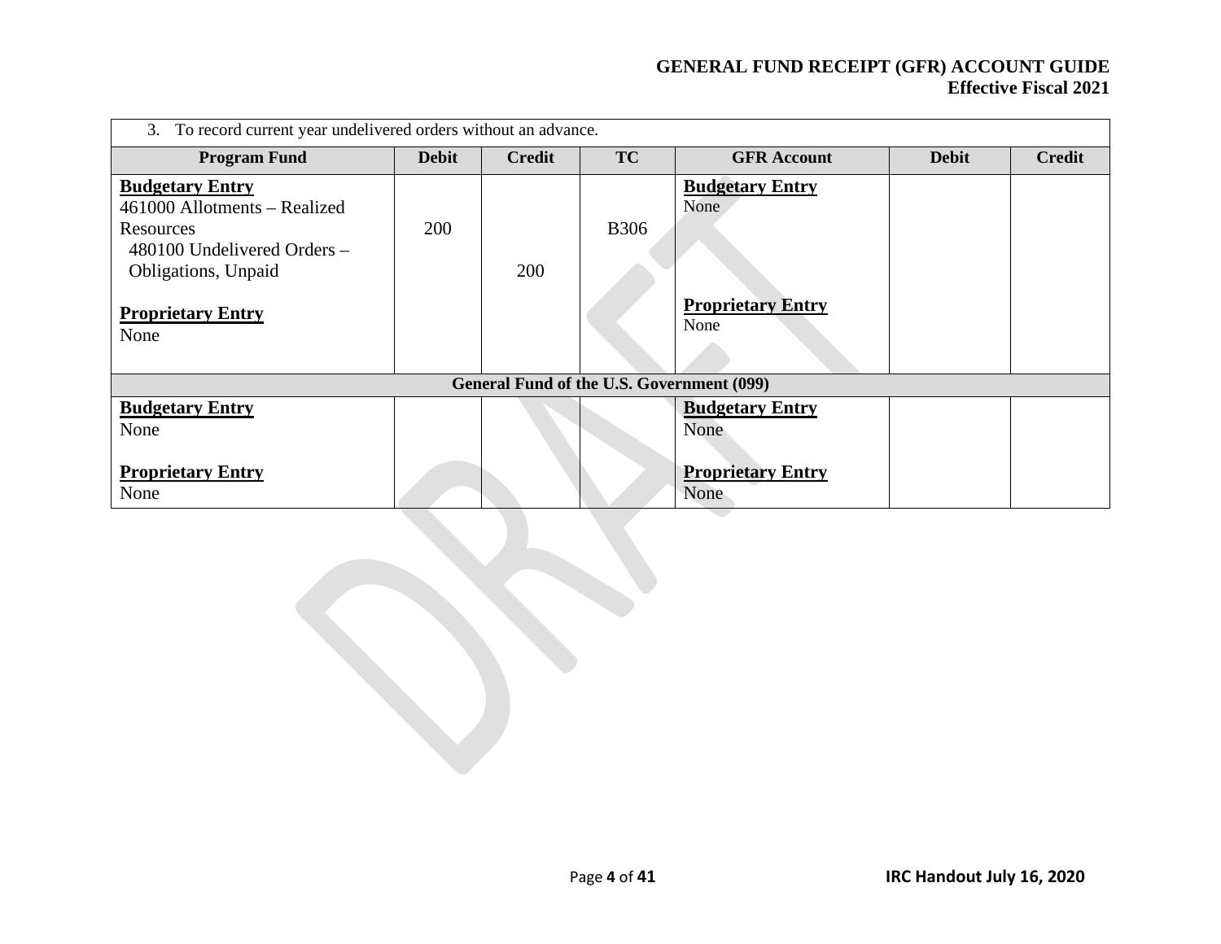| 3. To record current year undelivered orders without an advance. | | | | | | |
|---|---|---|---|---|---|---|
| **Program Fund** | **Debit** | **Credit** | **TC** | **GFR Account** | **Debit** | **Credit** |
| **Budgetary Entry**<br>461000 Allotments – Realized Resources<br>480100 Undelivered Orders – Obligations, Unpaid<br><br>**Proprietary Entry**<br>None | 200 | 200 | B306 | **Budgetary Entry**<br>None<br><br>**Proprietary Entry**<br>None | | |
| **General Fund of the U.S. Government (099)** | | | | | | |
| **Budgetary Entry**<br>None<br><br>**Proprietary Entry**<br>None | | | | **Budgetary Entry**<br>None<br><br>**Proprietary Entry**<br>None | | |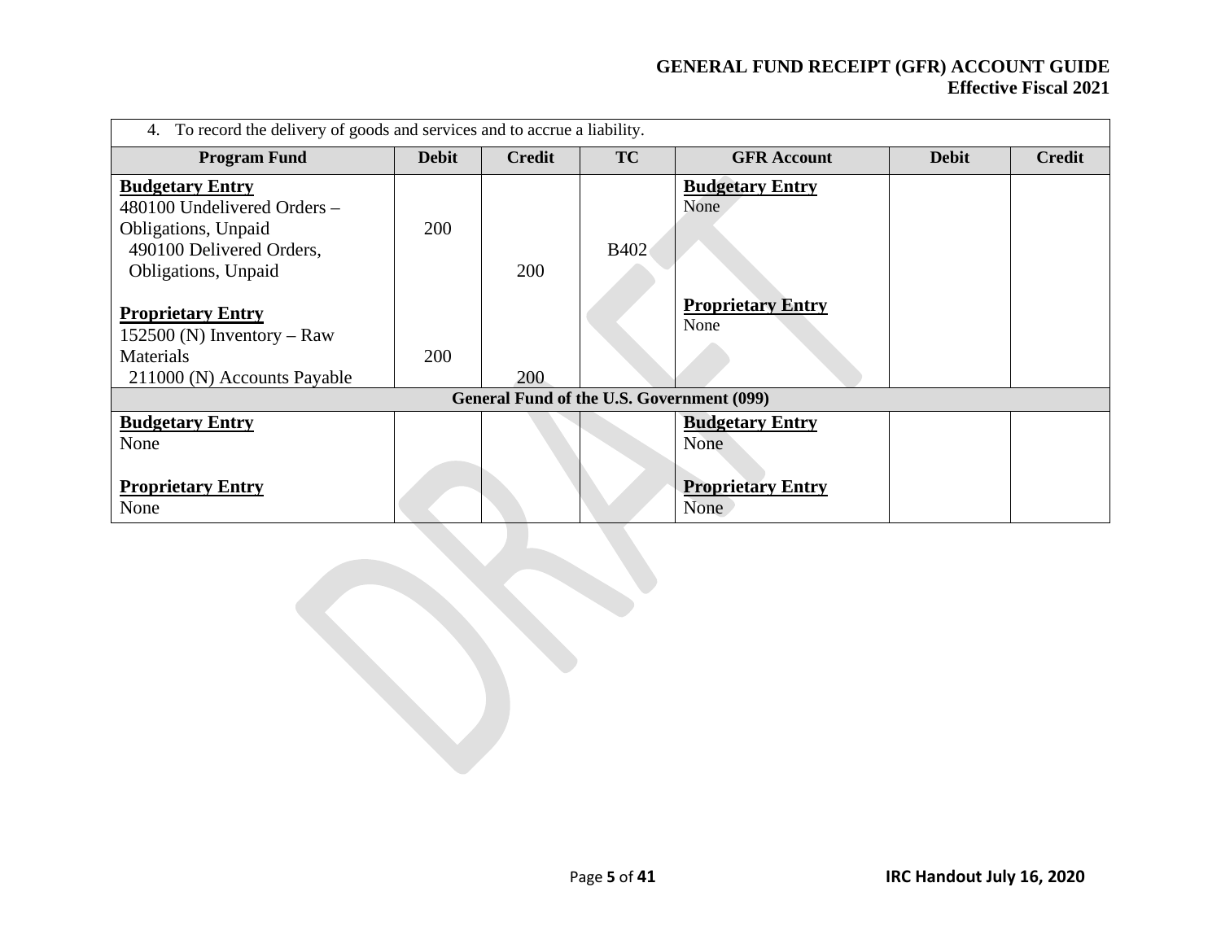| 4. To record the delivery of goods and services and to accrue a liability. | | | | | | |
|---|---|---|---|---|---|---|
| **Program Fund** | **Debit** | **Credit** | **TC** | **GFR Account** | **Debit** | **Credit** |
| **<u>Budgetary Entry</u>**<br>480100 Undelivered Orders – Obligations, Unpaid<br>490100 Delivered Orders, Obligations, Unpaid<br><br>**<u>Proprietary Entry</u>**<br>152500 (N) Inventory – Raw Materials<br>211000 (N) Accounts Payable | <br>200<br><br><br><br>200 | <br><br>200<br><br><br>200 | B402 | **<u>Budgetary Entry</u>**<br>None<br><br>**<u>Proprietary Entry</u>**<br>None | | |
| **General Fund of the U.S. Government (099)** | | | | | | |
| **<u>Budgetary Entry</u>**<br>None<br><br>**<u>Proprietary Entry</u>**<br>None | | | | **<u>Budgetary Entry</u>**<br>None<br><br>**<u>Proprietary Entry</u>**<br>None | | |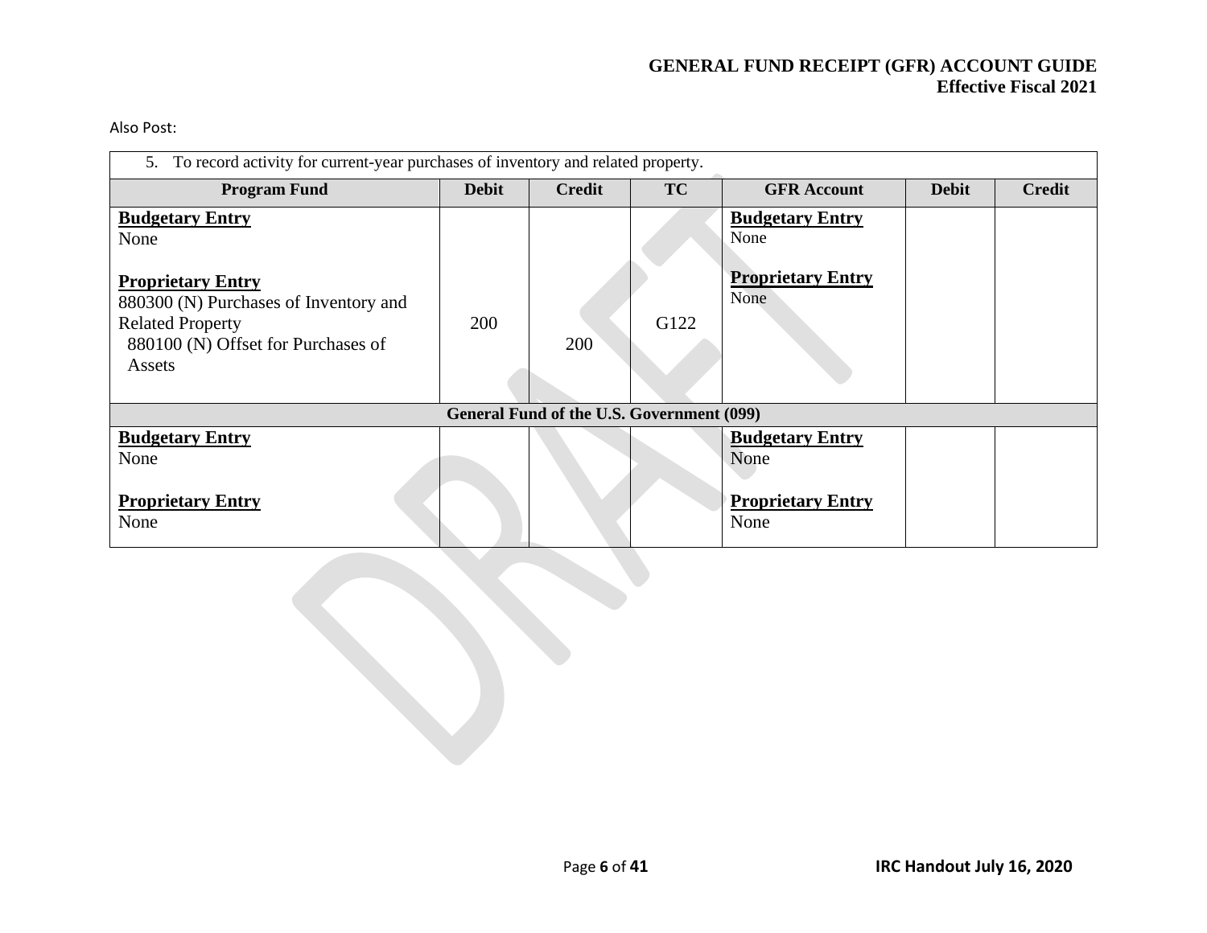Also Post:

| 5. To record activity for current-year purchases of inventory and related property. | | | | | | |
|---|---|---|---|---|---|---|
| **Program Fund** | **Debit** | **Credit** | **TC** | **GFR Account** | **Debit** | **Credit** |
| **Budgetary Entry**<br>None<br><br>**Proprietary Entry**<br>880300 (N) Purchases of Inventory and Related Property<br>880100 (N) Offset for Purchases of Assets | <br><br><br><br>200 | <br><br><br><br><br>200 | <br><br><br><br>G122 | **Budgetary Entry**<br>None<br><br>**Proprietary Entry**<br>None | | |
| **General Fund of the U.S. Government (099)** | | | | | | |
| **Budgetary Entry**<br>None<br><br>**Proprietary Entry**<br>None | | | | **Budgetary Entry**<br>None<br><br>**Proprietary Entry**<br>None | | |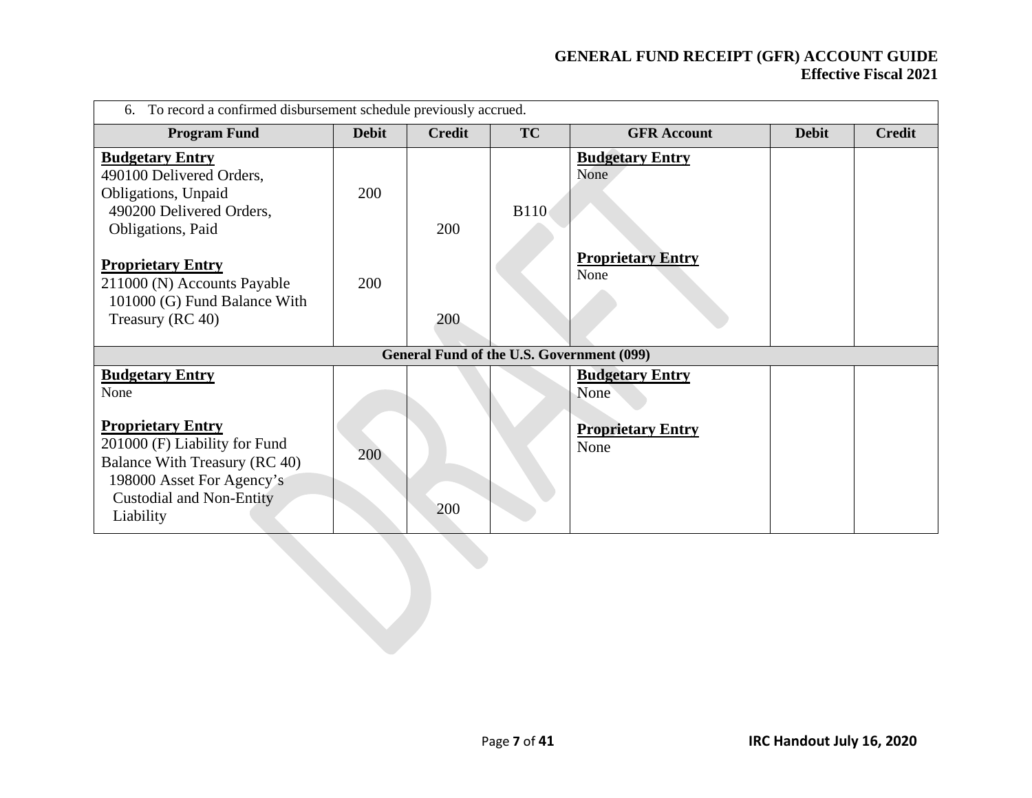| 6. To record a confirmed disbursement schedule previously accrued. | | | | | | |
|---|---|---|---|---|---|---|
| **Program Fund** | **Debit** | **Credit** | **TC** | **GFR Account** | **Debit** | **Credit** |
| **Budgetary Entry**<br>490100 Delivered Orders, Obligations, Unpaid<br>490200 Delivered Orders, Obligations, Paid<br><br>**Proprietary Entry**<br>211000 (N) Accounts Payable<br>101000 (G) Fund Balance With Treasury (RC 40) | <br>200<br><br><br>200 | <br><br>200<br><br><br>200 | B110 | **Budgetary Entry**<br>None<br><br>**Proprietary Entry**<br>None | | |
| **General Fund of the U.S. Government (099)** | | | | | | |
| **Budgetary Entry**<br>None<br><br>**Proprietary Entry**<br>201000 (F) Liability for Fund Balance With Treasury (RC 40)<br>198000 Asset For Agency's Custodial and Non-Entity Liability | <br><br><br>200 | <br><br><br><br>200 | | **Budgetary Entry**<br>None<br><br>**Proprietary Entry**<br>None | | |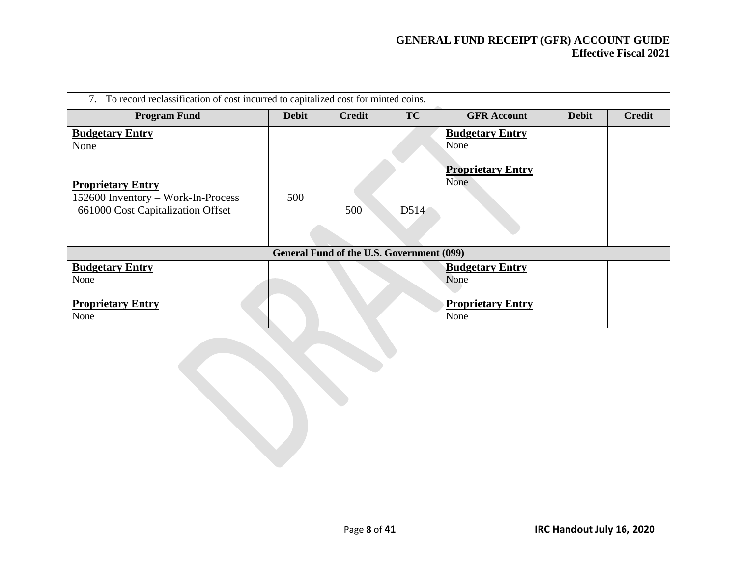| 7. To record reclassification of cost incurred to capitalized cost for minted coins. | | | | | | |
|---|---|---|---|---|---|---|
| **Program Fund** | **Debit** | **Credit** | **TC** | **GFR Account** | **Debit** | **Credit** |
| **Budgetary Entry**<br>None<br><br>**Proprietary Entry**<br>152600 Inventory – Work-In-Process<br>661000 Cost Capitalization Offset | <br><br><br><br>500 | <br><br><br><br><br>500 | <br><br><br><br><br>D514 | **Budgetary Entry**<br>None<br><br>**Proprietary Entry**<br>None | | |
| | | | **General Fund of the U.S. Government (099)** | | | |
| **Budgetary Entry**<br>None<br><br>**Proprietary Entry**<br>None | | | | **Budgetary Entry**<br>None<br><br>**Proprietary Entry**<br>None | | |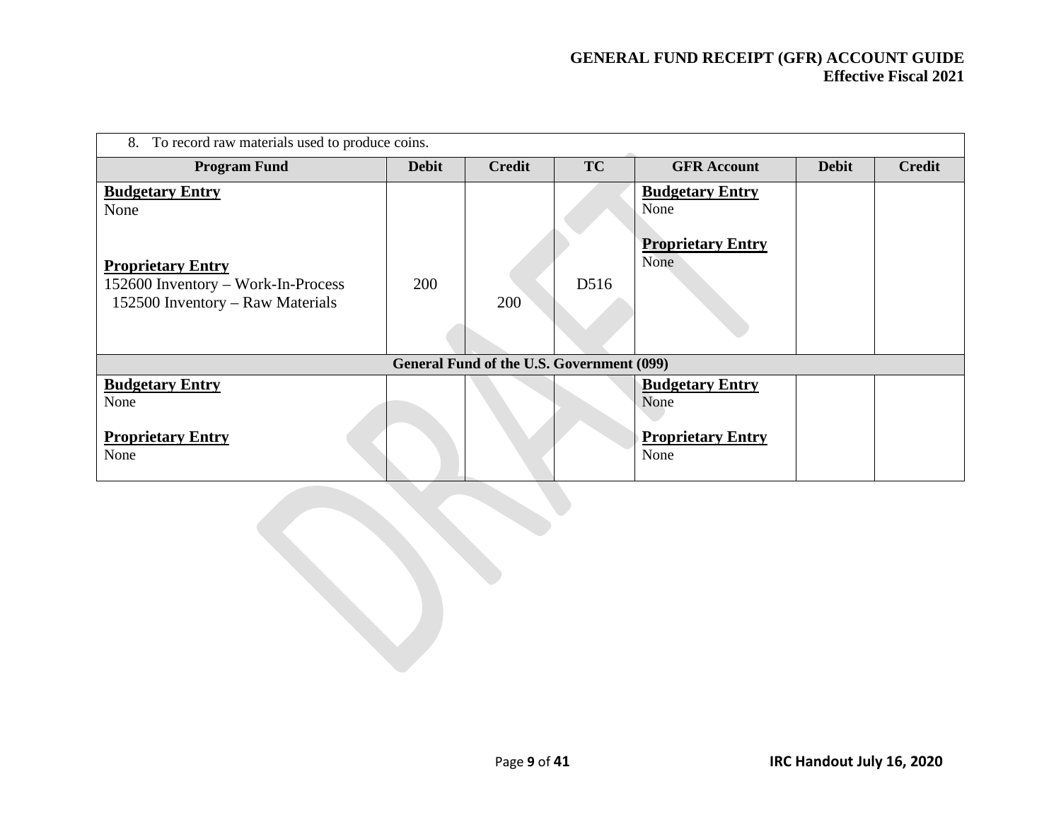| 8. To record raw materials used to produce coins. | | | | | | |
|---|---|---|---|---|---|---|
| **Program Fund** | **Debit** | **Credit** | **TC** | **GFR Account** | **Debit** | **Credit** |
| **Budgetary Entry**<br>None<br><br>**Proprietary Entry**<br>152600 Inventory – Work-In-Process<br>152500 Inventory – Raw Materials | <br><br><br><br>200 | <br><br><br><br><br>200 | <br><br><br><br>D516 | **Budgetary Entry**<br>None<br><br>**Proprietary Entry**<br>None | | |
| **General Fund of the U.S. Government (099)** | | | | | | |
| **Budgetary Entry**<br>None<br><br>**Proprietary Entry**<br>None | | | | **Budgetary Entry**<br>None<br><br>**Proprietary Entry**<br>None | | |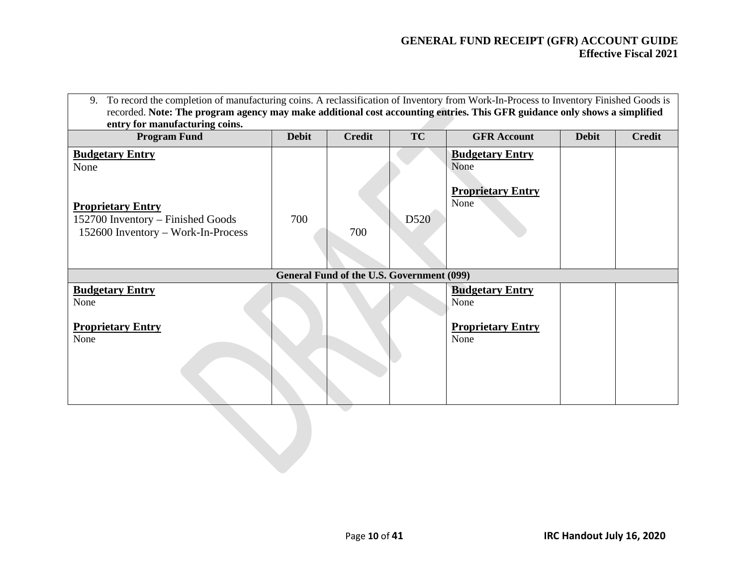| 9. To record the completion of manufacturing coins. A reclassification of Inventory from Work-In-Process to Inventory Finished Goods is recorded. **Note: The program agency may make additional cost accounting entries. This GFR guidance only shows a simplified entry for manufacturing coins.** | | | | | | |
|---|---|---|---|---|---|---|
| **Program Fund** | **Debit** | **Credit** | **TC** | **GFR Account** | **Debit** | **Credit** |
| **Budgetary Entry**<br>None<br><br>**Proprietary Entry**<br>152700 Inventory – Finished Goods<br>152600 Inventory – Work-In-Process | <br><br><br><br>700<br> | <br><br><br><br><br>700 | <br><br><br><br>D520 | **Budgetary Entry**<br>None<br><br>**Proprietary Entry**<br>None | | |
| **General Fund of the U.S. Government (099)** | | | | | | |
| **Budgetary Entry**<br>None<br><br>**Proprietary Entry**<br>None | | | | **Budgetary Entry**<br>None<br><br>**Proprietary Entry**<br>None | | |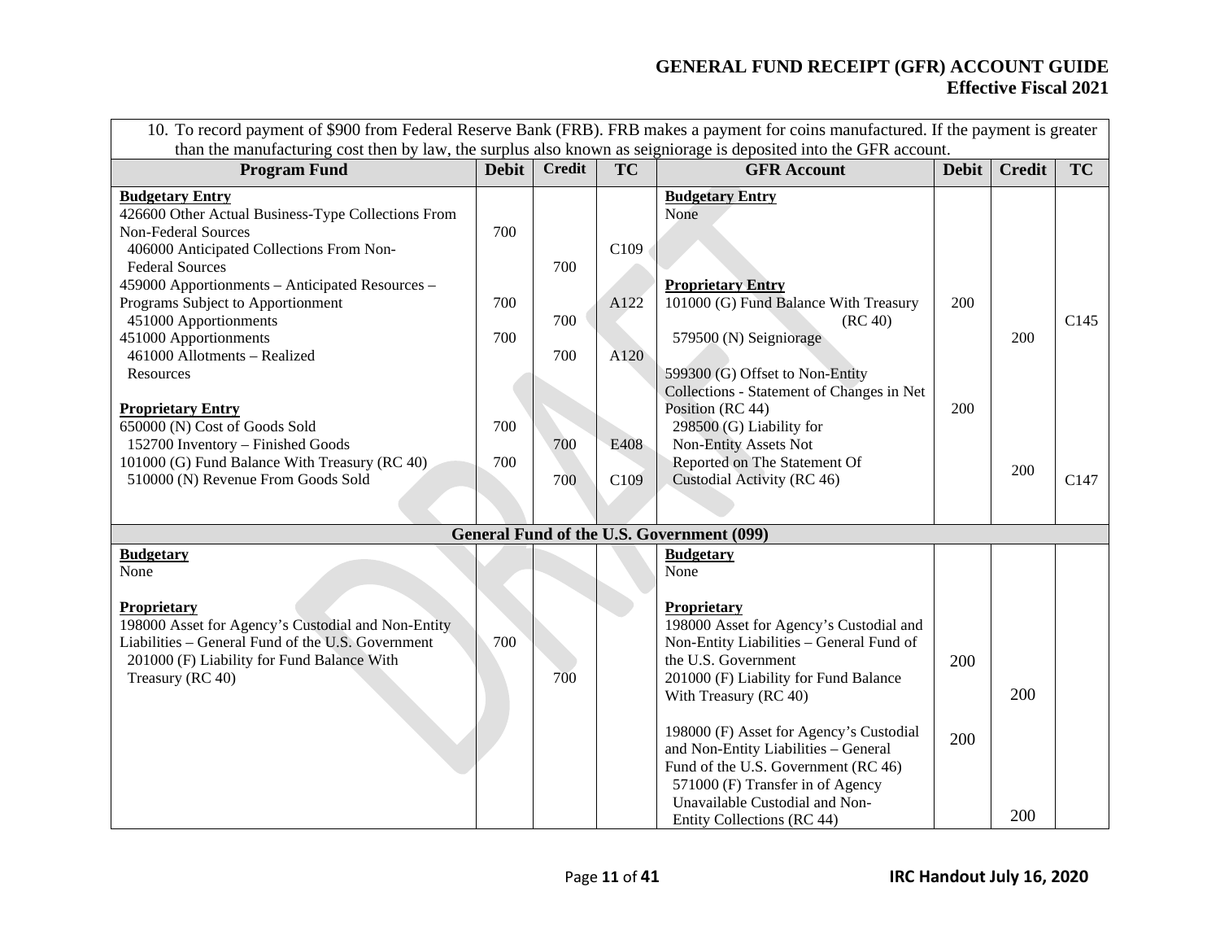10. To record payment of $900 from Federal Reserve Bank (FRB). FRB makes a payment for coins manufactured. If the payment is greater than the manufacturing cost then by law, the surplus also known as seigniorage is deposited into the GFR account.

| Program Fund | Debit | Credit | TC | GFR Account | Debit | Credit | TC |
|---|---|---|---|---|---|---|---|
| **Budgetary Entry** | | | | **Budgetary Entry** | | | |
| 426600 Other Actual Business-Type Collections From Non-Federal Sources | 700 | | | None | | | |
| 406000 Anticipated Collections From Non-Federal Sources | | 700 | C109 | | | | |
| 459000 Apportionments – Anticipated Resources – Programs Subject to Apportionment | 700 | | A122 | **Proprietary Entry** | | | |
| 451000 Apportionments | | 700 | | 101000 (G) Fund Balance With Treasury (RC 40) | 200 | | |
| 451000 Apportionments | 700 | | A120 | 579500 (N) Seigniorage | | 200 | C145 |
| 461000 Allotments – Realized Resources | | 700 | | | | | |
| **Proprietary Entry** | | | | 599300 (G) Offset to Non-Entity Collections - Statement of Changes in Net Position (RC 44) | 200 | | |
| 650000 (N) Cost of Goods Sold | 700 | | E408 | 298500 (G) Liability for Non-Entity Assets Not Reported on The Statement Of Custodial Activity (RC 46) | | 200 | C147 |
| 152700 Inventory – Finished Goods | | 700 | | | | | |
| 101000 (G) Fund Balance With Treasury (RC 40) | 700 | | C109 | | | | |
| 510000 (N) Revenue From Goods Sold | | 700 | | | | | |
| **General Fund of the U.S. Government (099)** | | | | | | | |
| **Budgetary** | | | | **Budgetary** | | | |
| None | | | | None | | | |
| **Proprietary** | | | | **Proprietary** | | | |
| 198000 Asset for Agency's Custodial and Non-Entity Liabilities – General Fund of the U.S. Government | 700 | | | 198000 Asset for Agency's Custodial and Non-Entity Liabilities – General Fund of the U.S. Government | 200 | | |
| 201000 (F) Liability for Fund Balance With Treasury (RC 40) | | 700 | | 201000 (F) Liability for Fund Balance With Treasury (RC 40) | | 200 | |
| | | | | 198000 (F) Asset for Agency's Custodial and Non-Entity Liabilities – General Fund of the U.S. Government (RC 46) | 200 | | |
| | | | | 571000 (F) Transfer in of Agency Unavailable Custodial and Non-Entity Collections (RC 44) | | 200 | |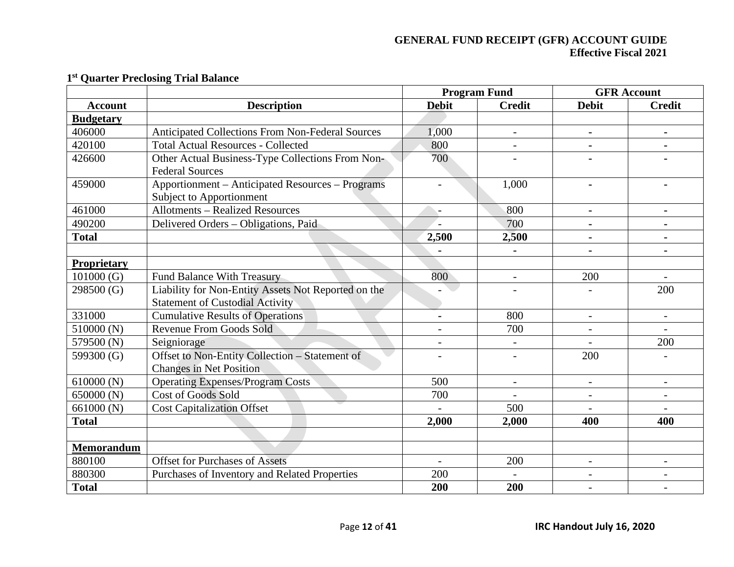**1st Quarter Preclosing Trial Balance**

| | | Program Fund | | GFR Account | |
|---|---|---|---|---|---|
| **Account** | **Description** | **Debit** | **Credit** | **Debit** | **Credit** |
| **Budgetary** | | | | | |
| 406000 | Anticipated Collections From Non-Federal Sources | 1,000 | - | - | - |
| 420100 | Total Actual Resources - Collected | 800 | - | - | - |
| 426600 | Other Actual Business-Type Collections From Non-Federal Sources | 700 | - | - | - |
| 459000 | Apportionment – Anticipated Resources – Programs Subject to Apportionment | - | 1,000 | - | - |
| 461000 | Allotments – Realized Resources | - | 800 | - | - |
| 490200 | Delivered Orders – Obligations, Paid | - | 700 | - | - |
| **Total** | | **2,500** | **2,500** | - | - |
| | | - | - | - | - |
| **Proprietary** | | | | | |
| 101000 (G) | Fund Balance With Treasury | 800 | - | 200 | - |
| 298500 (G) | Liability for Non-Entity Assets Not Reported on the Statement of Custodial Activity | - | - | - | 200 |
| 331000 | Cumulative Results of Operations | - | 800 | - | - |
| 510000 (N) | Revenue From Goods Sold | - | 700 | - | - |
| 579500 (N) | Seigniorage | - | - | - | 200 |
| 599300 (G) | Offset to Non-Entity Collection – Statement of Changes in Net Position | - | - | 200 | - |
| 610000 (N) | Operating Expenses/Program Costs | 500 | - | - | - |
| 650000 (N) | Cost of Goods Sold | 700 | - | - | - |
| 661000 (N) | Cost Capitalization Offset | - | 500 | - | - |
| **Total** | | **2,000** | **2,000** | **400** | **400** |
| | | | | | |
| **Memorandum** | | | | | |
| 880100 | Offset for Purchases of Assets | - | 200 | - | - |
| 880300 | Purchases of Inventory and Related Properties | 200 | - | - | - |
| **Total** | | **200** | **200** | - | - |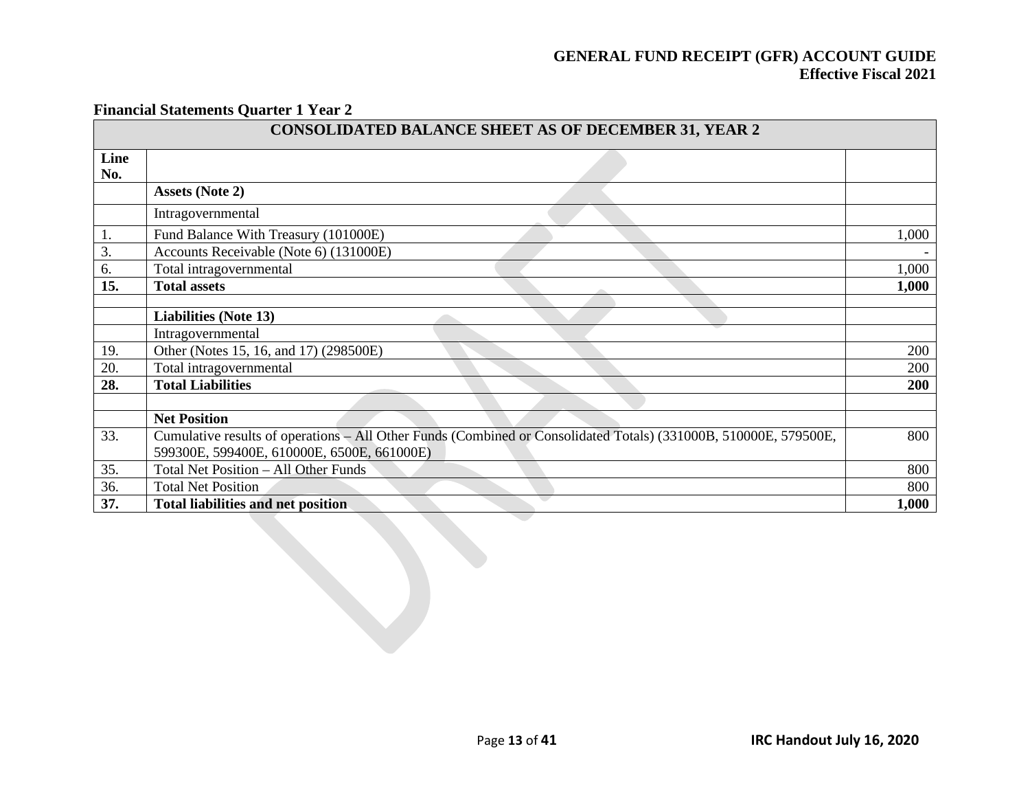**Financial Statements Quarter 1 Year 2**

| CONSOLIDATED BALANCE SHEET AS OF DECEMBER 31, YEAR 2 | | |
|---|---|---|
| **Line No.** | | |
| | **Assets (Note 2)** | |
| | Intragovernmental | |
| 1. | Fund Balance With Treasury (101000E) | 1,000 |
| 3. | Accounts Receivable (Note 6) (131000E) | - |
| 6. | Total intragovernmental | 1,000 |
| **15.** | **Total assets** | **1,000** |
| | | |
| | **Liabilities (Note 13)** | |
| | Intragovernmental | |
| 19. | Other (Notes 15, 16, and 17) (298500E) | 200 |
| 20. | Total intragovernmental | 200 |
| **28.** | **Total Liabilities** | **200** |
| | | |
| | **Net Position** | |
| 33. | Cumulative results of operations – All Other Funds (Combined or Consolidated Totals) (331000B, 510000E, 579500E, 599300E, 599400E, 610000E, 6500E, 661000E) | 800 |
| 35. | Total Net Position – All Other Funds | 800 |
| 36. | Total Net Position | 800 |
| **37.** | **Total liabilities and net position** | **1,000** |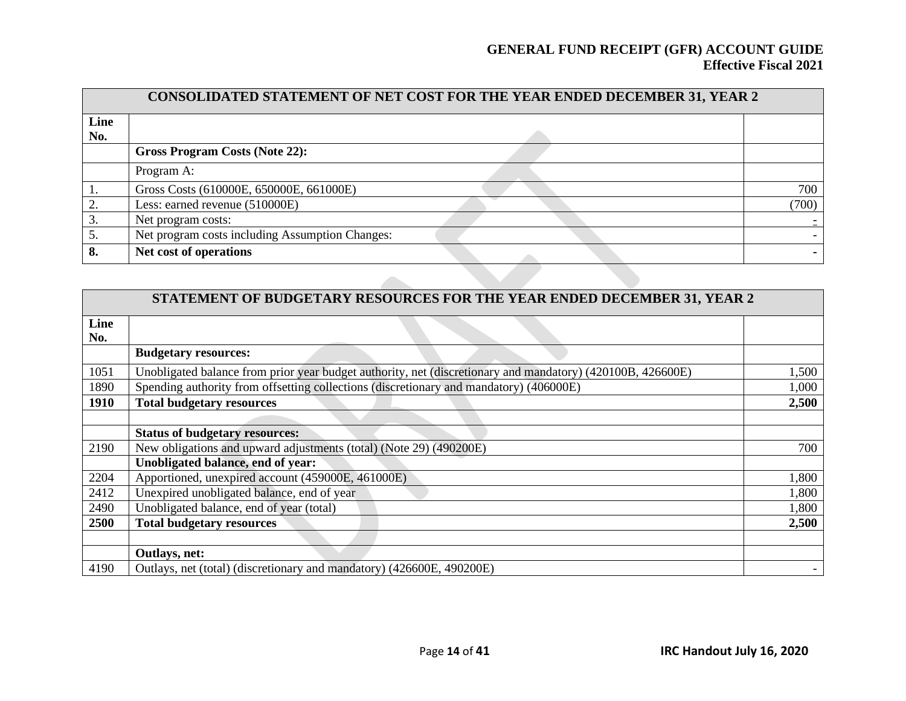| CONSOLIDATED STATEMENT OF NET COST FOR THE YEAR ENDED DECEMBER 31, YEAR 2 | | |
|---|---|---|
| **Line No.** | | |
| | **Gross Program Costs (Note 22):** | |
| | Program A: | |
| 1. | Gross Costs (610000E, 650000E, 661000E) | 700 |
| 2. | Less: earned revenue (510000E) | (700) |
| 3. | Net program costs: | - |
| 5. | Net program costs including Assumption Changes: | - |
| **8.** | **Net cost of operations** | **-** |

| STATEMENT OF BUDGETARY RESOURCES FOR THE YEAR ENDED DECEMBER 31, YEAR 2 | | |
|---|---|---|
| **Line No.** | | |
| | **Budgetary resources:** | |
| 1051 | Unobligated balance from prior year budget authority, net (discretionary and mandatory) (420100B, 426600E) | 1,500 |
| 1890 | Spending authority from offsetting collections (discretionary and mandatory) (406000E) | 1,000 |
| **1910** | **Total budgetary resources** | **2,500** |
| | | |
| | **Status of budgetary resources:** | |
| 2190 | New obligations and upward adjustments (total) (Note 29) (490200E) | 700 |
| | **Unobligated balance, end of year:** | |
| 2204 | Apportioned, unexpired account (459000E, 461000E) | 1,800 |
| 2412 | Unexpired unobligated balance, end of year | 1,800 |
| 2490 | Unobligated balance, end of year (total) | 1,800 |
| **2500** | **Total budgetary resources** | **2,500** |
| | | |
| | **Outlays, net:** | |
| 4190 | Outlays, net (total) (discretionary and mandatory) (426600E, 490200E) | - |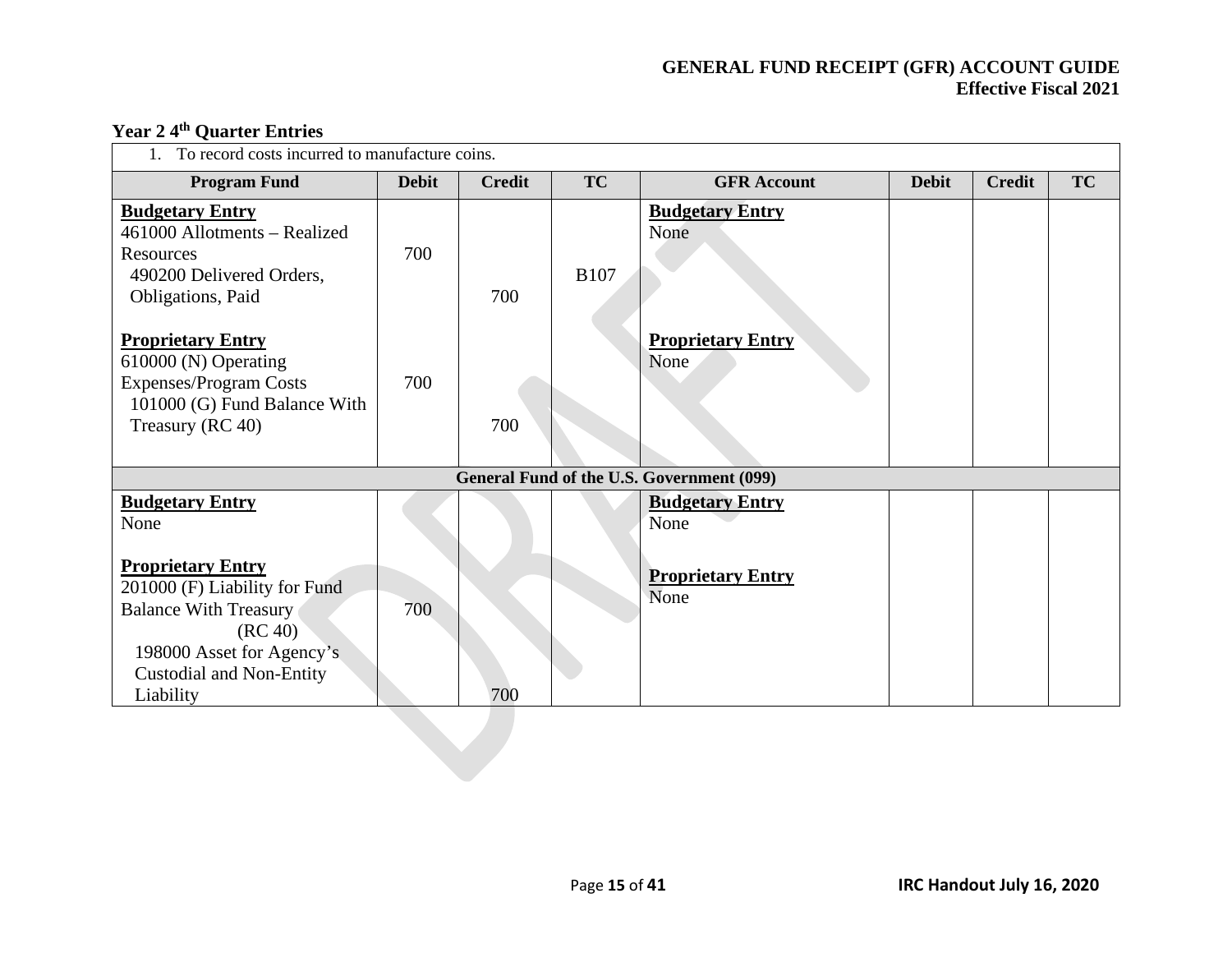### Year 2 4th Quarter Entries

| 1. To record costs incurred to manufacture coins. | | | | | | | |
|---|---|---|---|---|---|---|---|
| **Program Fund** | **Debit** | **Credit** | **TC** | **GFR Account** | **Debit** | **Credit** | **TC** |
| **Budgetary Entry**<br>461000 Allotments – Realized Resources<br>490200 Delivered Orders, Obligations, Paid | 700 | 700 | B107 | **Budgetary Entry**<br>None | | | |
| **Proprietary Entry**<br>610000 (N) Operating Expenses/Program Costs<br>101000 (G) Fund Balance With Treasury (RC 40) | 700 | 700 | | **Proprietary Entry**<br>None | | | |
| **General Fund of the U.S. Government (099)** | | | | | | | |
| **Budgetary Entry**<br>None | | | | **Budgetary Entry**<br>None | | | |
| **Proprietary Entry**<br>201000 (F) Liability for Fund Balance With Treasury (RC 40)<br>198000 Asset for Agency's Custodial and Non-Entity Liability | 700 | 700 | | **Proprietary Entry**<br>None | | | |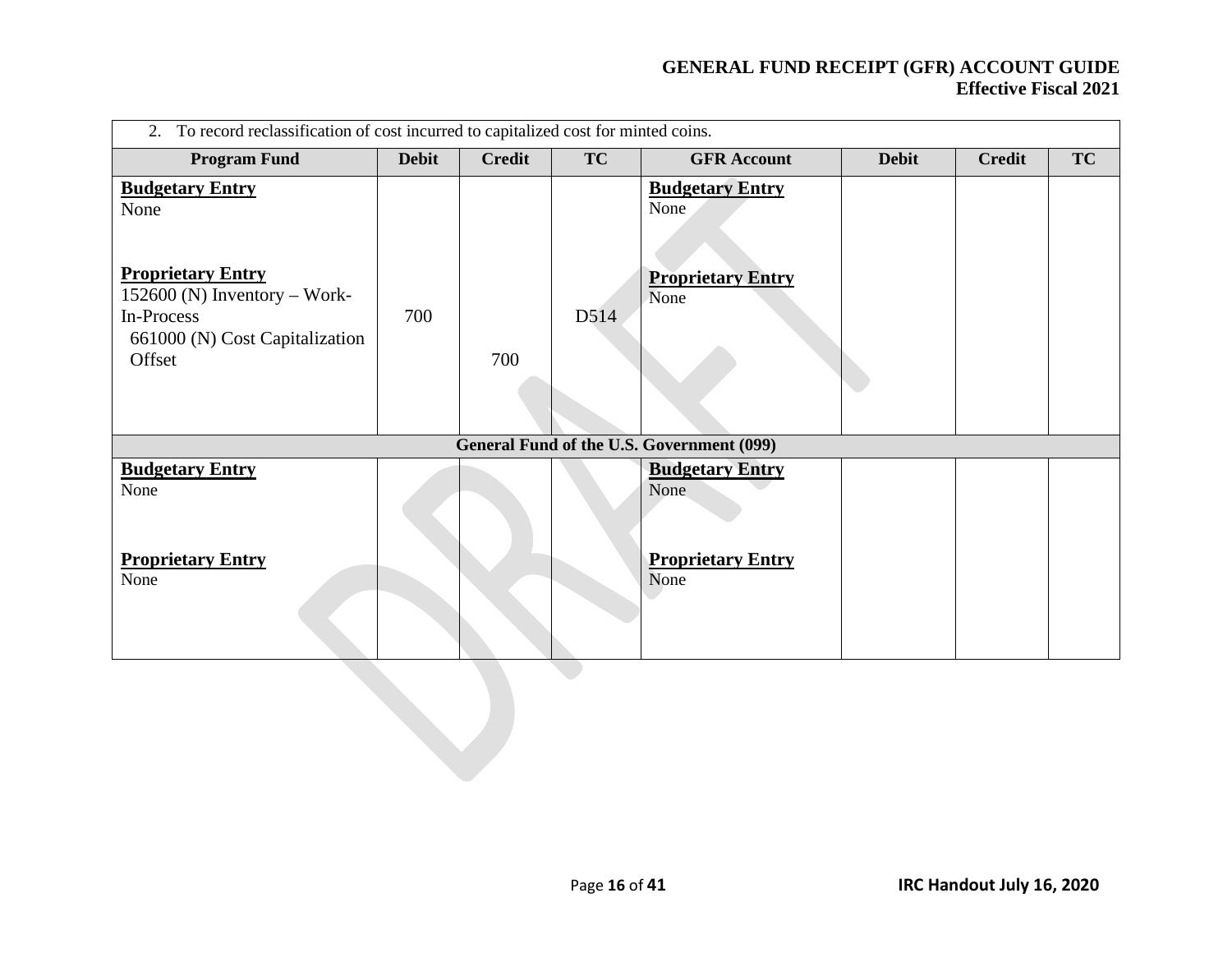| 2. To record reclassification of cost incurred to capitalized cost for minted coins. | | | | | | | |
|---|---|---|---|---|---|---|---|
| **Program Fund** | **Debit** | **Credit** | **TC** | **GFR Account** | **Debit** | **Credit** | **TC** |
| **Budgetary Entry**<br>None<br><br>**Proprietary Entry**<br>152600 (N) Inventory – Work-In-Process<br>661000 (N) Cost Capitalization Offset | <br><br><br><br>700 | <br><br><br><br><br>700 | <br><br><br><br>D514 | **Budgetary Entry**<br>None<br><br>**Proprietary Entry**<br>None | | | |
| **General Fund of the U.S. Government (099)** | | | | | | | |
| **Budgetary Entry**<br>None<br><br>**Proprietary Entry**<br>None | | | | **Budgetary Entry**<br>None<br><br>**Proprietary Entry**<br>None | | | |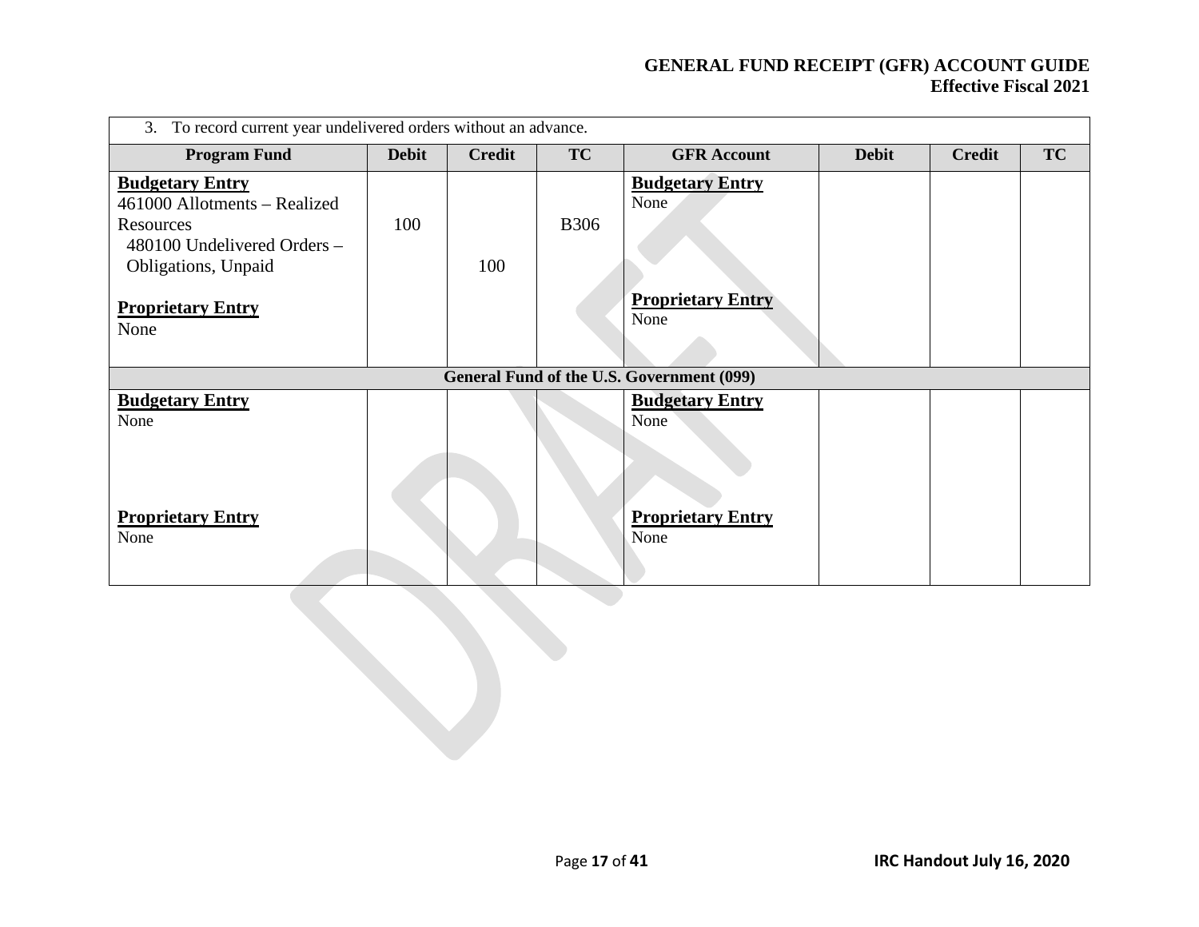| 3. To record current year undelivered orders without an advance. | | | | | | | |
|---|---|---|---|---|---|---|---|
| **Program Fund** | **Debit** | **Credit** | **TC** | **GFR Account** | **Debit** | **Credit** | **TC** |
| **Budgetary Entry**<br>461000 Allotments – Realized Resources<br>480100 Undelivered Orders – Obligations, Unpaid<br><br>**Proprietary Entry**<br>None | 100 | 100 | B306 | **Budgetary Entry**<br>None<br><br>**Proprietary Entry**<br>None | | | |
| **General Fund of the U.S. Government (099)** | | | | | | | |
| **Budgetary Entry**<br>None<br><br>**Proprietary Entry**<br>None | | | | **Budgetary Entry**<br>None<br><br>**Proprietary Entry**<br>None | | | |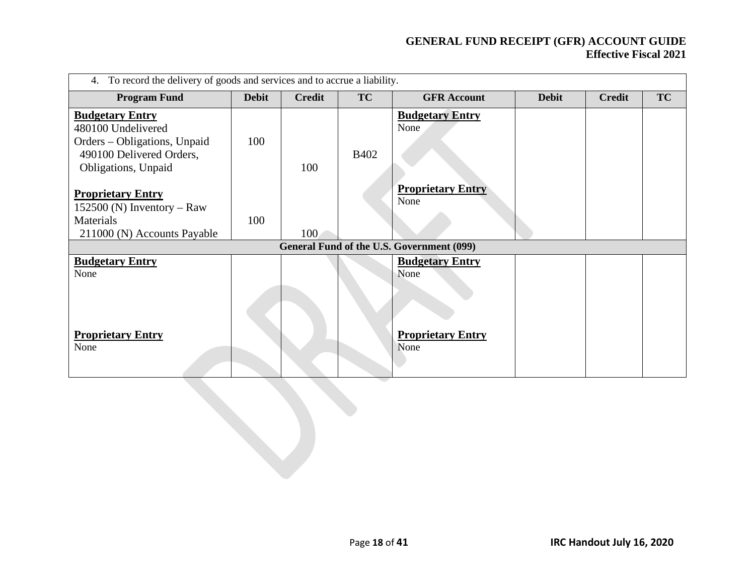| 4. To record the delivery of goods and services and to accrue a liability. | | | | | | | |
|---|---|---|---|---|---|---|---|
| **Program Fund** | **Debit** | **Credit** | **TC** | **GFR Account** | **Debit** | **Credit** | **TC** |
| **Budgetary Entry**<br>480100 Undelivered Orders – Obligations, Unpaid<br>490100 Delivered Orders, Obligations, Unpaid<br><br>**Proprietary Entry**<br>152500 (N) Inventory – Raw Materials<br>211000 (N) Accounts Payable | <br><br>100<br><br><br><br><br>100 | <br><br><br><br>100<br><br><br><br>100 | <br><br><br>B402 | **Budgetary Entry**<br>None<br><br><br><br>**Proprietary Entry**<br>None | | | |
| **General Fund of the U.S. Government (099)** | | | | | | | |
| **Budgetary Entry**<br>None<br><br><br><br>**Proprietary Entry**<br>None | | | | **Budgetary Entry**<br>None<br><br><br><br>**Proprietary Entry**<br>None | | | |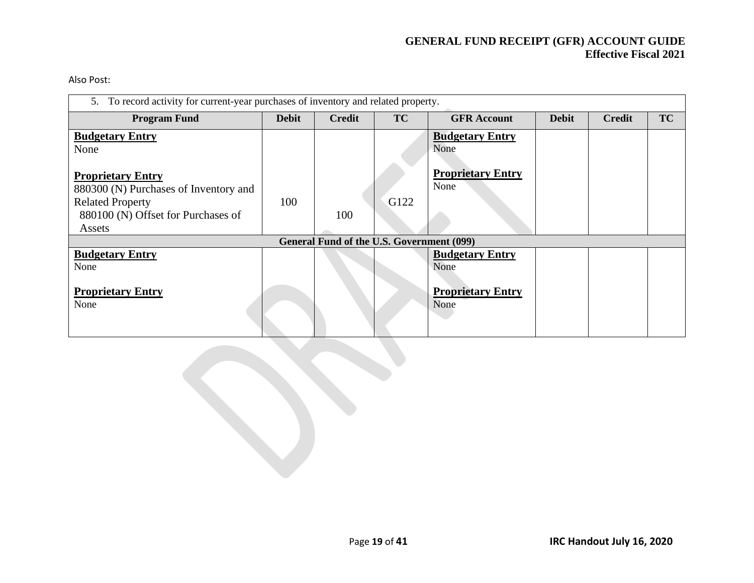Also Post:

| 5. To record activity for current-year purchases of inventory and related property. | | | | | | | |
|---|---|---|---|---|---|---|---|
| **Program Fund** | **Debit** | **Credit** | **TC** | **GFR Account** | **Debit** | **Credit** | **TC** |
| **Budgetary Entry**<br>None<br><br>**Proprietary Entry**<br>880300 (N) Purchases of Inventory and Related Property<br>880100 (N) Offset for Purchases of Assets | <br><br><br><br><br>100 | <br><br><br><br><br><br>100 | <br><br><br><br><br>G122 | **Budgetary Entry**<br>None<br><br>**Proprietary Entry**<br>None | | | |
| **General Fund of the U.S. Government (099)** | | | | | | | |
| **Budgetary Entry**<br>None<br><br>**Proprietary Entry**<br>None | | | | **Budgetary Entry**<br>None<br><br>**Proprietary Entry**<br>None | | | |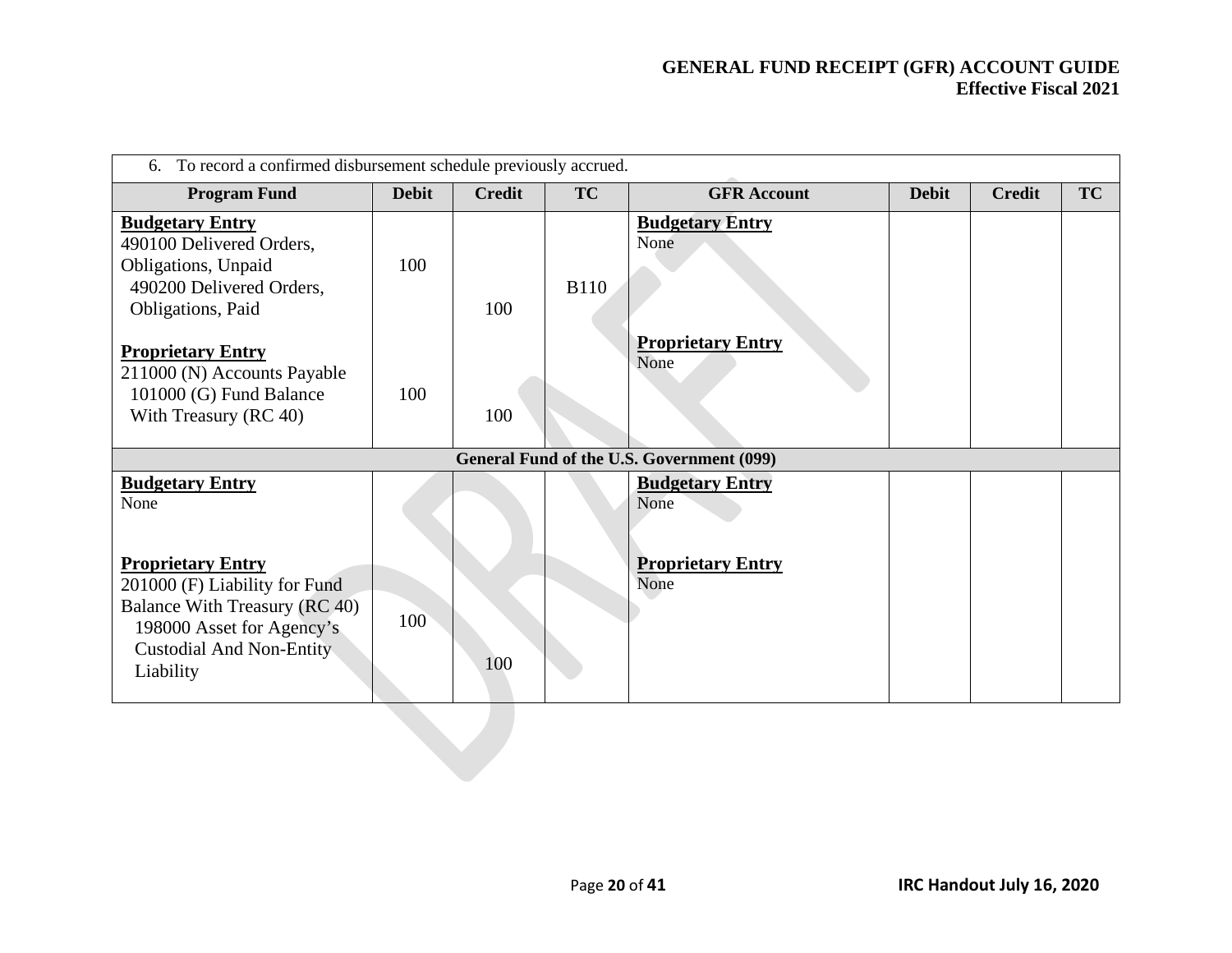| 6. To record a confirmed disbursement schedule previously accrued. | | | | | | | |
|---|---|---|---|---|---|---|---|
| **Program Fund** | **Debit** | **Credit** | **TC** | **GFR Account** | **Debit** | **Credit** | **TC** |
| **Budgetary Entry**<br>490100 Delivered Orders, Obligations, Unpaid<br>490200 Delivered Orders, Obligations, Paid<br><br>**Proprietary Entry**<br>211000 (N) Accounts Payable<br>101000 (G) Fund Balance With Treasury (RC 40) | <br><br>100<br><br><br><br>100 | <br><br><br>100<br><br><br><br>100 | <br><br>B110 | **Budgetary Entry**<br>None<br><br>**Proprietary Entry**<br>None | | | |
| **General Fund of the U.S. Government (099)** | | | | | | | |
| **Budgetary Entry**<br>None<br><br>**Proprietary Entry**<br>201000 (F) Liability for Fund Balance With Treasury (RC 40)<br>198000 Asset for Agency's Custodial And Non-Entity Liability | <br><br><br><br>100 | <br><br><br><br><br>100 | | **Budgetary Entry**<br>None<br><br>**Proprietary Entry**<br>None | | | |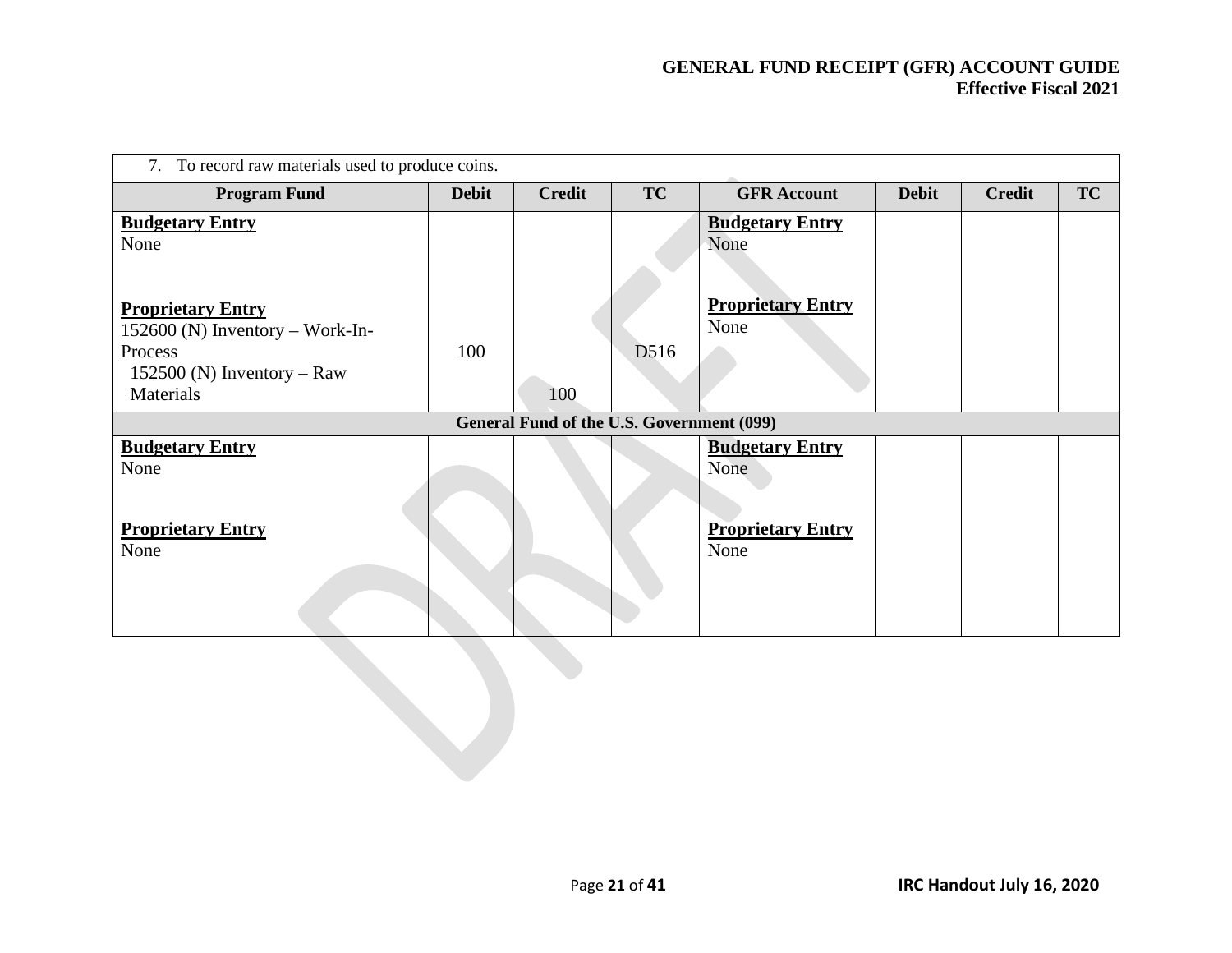| 7. To record raw materials used to produce coins. | | | | | | | |
|---|---|---|---|---|---|---|---|
| **Program Fund** | **Debit** | **Credit** | **TC** | **GFR Account** | **Debit** | **Credit** | **TC** |
| **Budgetary Entry**<br>None<br><br>**Proprietary Entry**<br>152600 (N) Inventory – Work-In-Process<br>152500 (N) Inventory – Raw Materials | <br><br><br><br>100 | <br><br><br><br><br>100 | <br><br><br><br>D516 | **Budgetary Entry**<br>None<br><br>**Proprietary Entry**<br>None | | | |
| **General Fund of the U.S. Government (099)** | | | | | | | |
| **Budgetary Entry**<br>None<br><br>**Proprietary Entry**<br>None | | | | **Budgetary Entry**<br>None<br><br>**Proprietary Entry**<br>None | | | |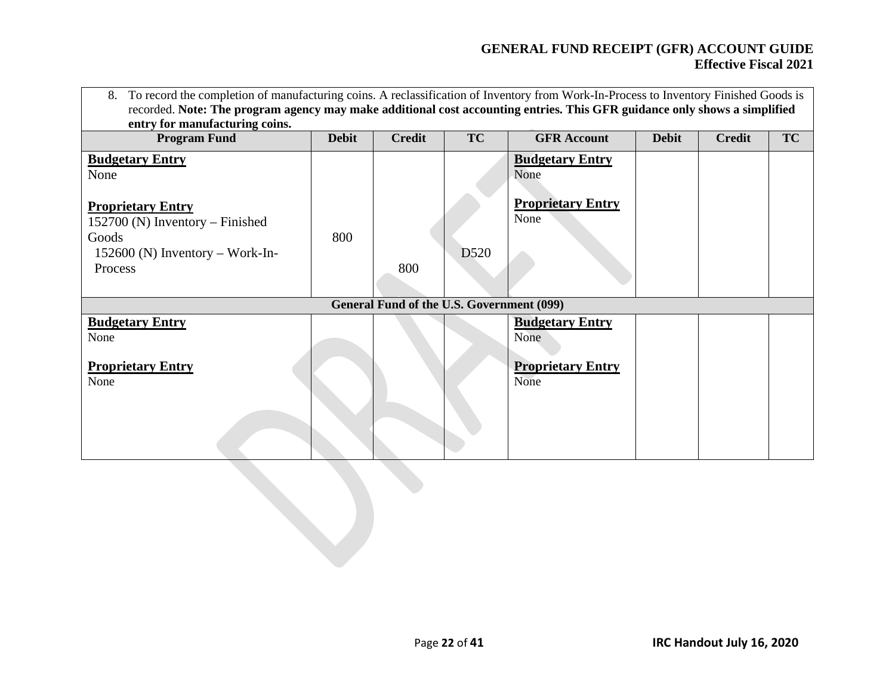| 8. To record the completion of manufacturing coins. A reclassification of Inventory from Work-In-Process to Inventory Finished Goods is recorded. **Note: The program agency may make additional cost accounting entries. This GFR guidance only shows a simplified entry for manufacturing coins.** | | | | | | | |
|---|---|---|---|---|---|---|---|
| **Program Fund** | **Debit** | **Credit** | **TC** | **GFR Account** | **Debit** | **Credit** | **TC** |
| **Budgetary Entry**<br>None<br><br>**Proprietary Entry**<br>152700 (N) Inventory – Finished Goods<br>152600 (N) Inventory – Work-In-Process | <br><br><br><br>800 | <br><br><br><br><br>800 | <br><br><br><br>D520 | **Budgetary Entry**<br>None<br><br>**Proprietary Entry**<br>None | | | |
| **General Fund of the U.S. Government (099)** | | | | | | | |
| **Budgetary Entry**<br>None<br><br>**Proprietary Entry**<br>None | | | | **Budgetary Entry**<br>None<br><br>**Proprietary Entry**<br>None | | | |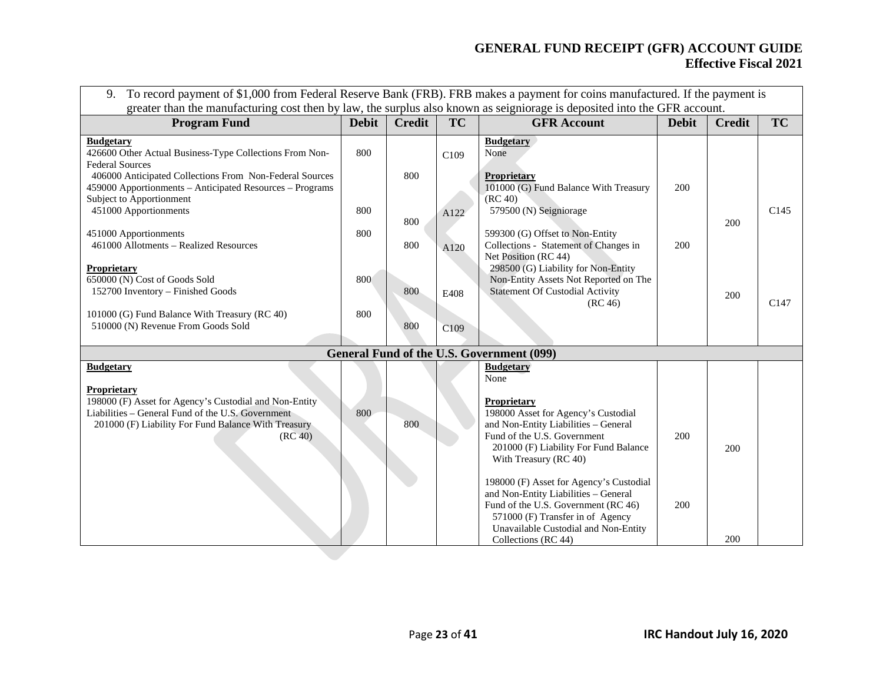| 9. To record payment of $1,000 from Federal Reserve Bank (FRB). FRB makes a payment for coins manufactured. If the payment is greater than the manufacturing cost then by law, the surplus also known as seigniorage is deposited into the GFR account. | | | | | | | |
|---|---|---|---|---|---|---|---|
| **Program Fund** | **Debit** | **Credit** | **TC** | **GFR Account** | **Debit** | **Credit** | **TC** |
| **Budgetary** | | | | **Budgetary** | | | |
| 426600 Other Actual Business-Type Collections From Non-Federal Sources | 800 | | C109 | None | | | |
| 406000 Anticipated Collections From Non-Federal Sources | | 800 | | **Proprietary** | | | |
| 459000 Apportionments – Anticipated Resources – Programs Subject to Apportionment | 800 | | A122 | 101000 (G) Fund Balance With Treasury (RC 40) | 200 | | |
| 451000 Apportionments | | 800 | | 579500 (N) Seigniorage | | 200 | C145 |
| 451000 Apportionments | 800 | | A120 | 599300 (G) Offset to Non-Entity Collections - Statement of Changes in Net Position (RC 44) | 200 | | |
| 461000 Allotments – Realized Resources | | 800 | | 298500 (G) Liability for Non-Entity Non-Entity Assets Not Reported on The Statement Of Custodial Activity (RC 46) | | 200 | C147 |
| **Proprietary** | | | | | | | |
| 650000 (N) Cost of Goods Sold | 800 | | E408 | | | | |
| 152700 Inventory – Finished Goods | | 800 | | | | | |
| 101000 (G) Fund Balance With Treasury (RC 40) | 800 | | C109 | | | | |
| 510000 (N) Revenue From Goods Sold | | 800 | | | | | |
| **General Fund of the U.S. Government (099)** | | | | | | | |
| **Budgetary** | | | | **Budgetary** | | | |
| | | | | None | | | |
| **Proprietary** | | | | **Proprietary** | | | |
| 198000 (F) Asset for Agency's Custodial and Non-Entity Liabilities – General Fund of the U.S. Government | 800 | | | 198000 Asset for Agency's Custodial and Non-Entity Liabilities – General Fund of the U.S. Government | 200 | | |
| 201000 (F) Liability For Fund Balance With Treasury (RC 40) | | 800 | | 201000 (F) Liability For Fund Balance With Treasury (RC 40) | | 200 | |
| | | | | 198000 (F) Asset for Agency's Custodial and Non-Entity Liabilities – General Fund of the U.S. Government (RC 46) | 200 | | |
| | | | | 571000 (F) Transfer in of Agency Unavailable Custodial and Non-Entity Collections (RC 44) | | 200 | |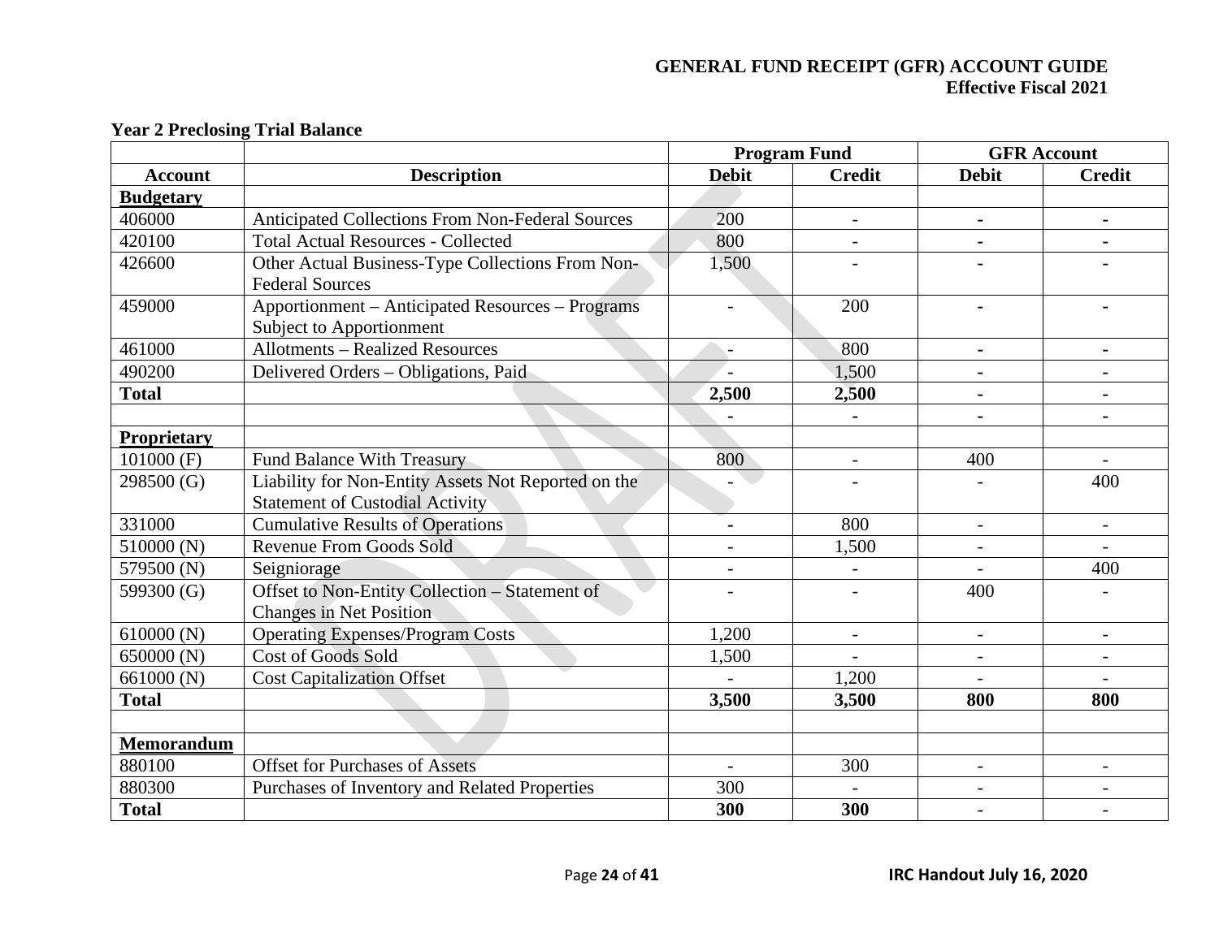**Year 2 Preclosing Trial Balance**

| | | Program Fund | | GFR Account | |
|---|---|---|---|---|---|
| **Account** | **Description** | **Debit** | **Credit** | **Debit** | **Credit** |
| **Budgetary** | | | | | |
| 406000 | Anticipated Collections From Non-Federal Sources | 200 | - | - | - |
| 420100 | Total Actual Resources - Collected | 800 | - | - | - |
| 426600 | Other Actual Business-Type Collections From Non-Federal Sources | 1,500 | - | - | - |
| 459000 | Apportionment – Anticipated Resources – Programs Subject to Apportionment | - | 200 | - | - |
| 461000 | Allotments – Realized Resources | - | 800 | - | - |
| 490200 | Delivered Orders – Obligations, Paid | - | 1,500 | - | - |
| **Total** | | **2,500** | **2,500** | **-** | **-** |
| | | - | - | - | - |
| **Proprietary** | | | | | |
| 101000 (F) | Fund Balance With Treasury | 800 | - | 400 | - |
| 298500 (G) | Liability for Non-Entity Assets Not Reported on the Statement of Custodial Activity | - | - | - | 400 |
| 331000 | Cumulative Results of Operations | - | 800 | - | - |
| 510000 (N) | Revenue From Goods Sold | - | 1,500 | - | - |
| 579500 (N) | Seigniorage | - | - | - | 400 |
| 599300 (G) | Offset to Non-Entity Collection – Statement of Changes in Net Position | - | - | 400 | - |
| 610000 (N) | Operating Expenses/Program Costs | 1,200 | - | - | - |
| 650000 (N) | Cost of Goods Sold | 1,500 | - | - | - |
| 661000 (N) | Cost Capitalization Offset | - | 1,200 | - | - |
| **Total** | | **3,500** | **3,500** | **800** | **800** |
| | | | | | |
| **Memorandum** | | | | | |
| 880100 | Offset for Purchases of Assets | - | 300 | - | - |
| 880300 | Purchases of Inventory and Related Properties | 300 | - | - | - |
| **Total** | | **300** | **300** | - | - |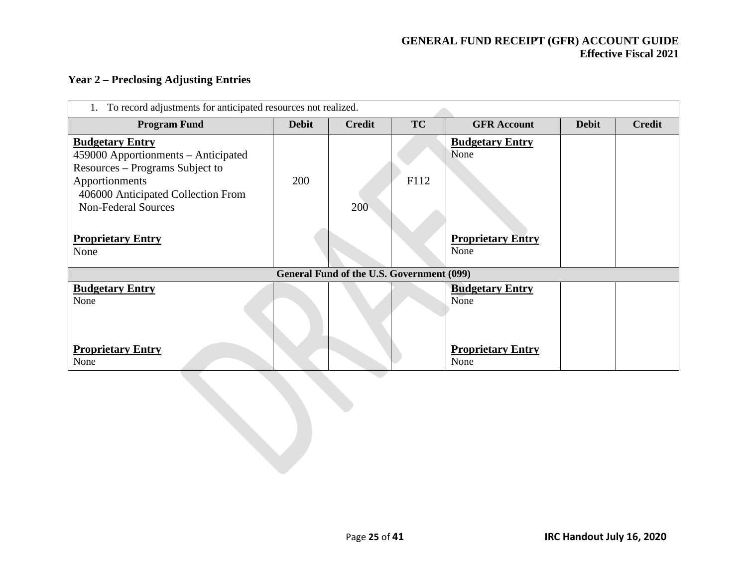## Year 2 – Preclosing Adjusting Entries

| 1. To record adjustments for anticipated resources not realized. | | | | | | |
|---|---|---|---|---|---|---|
| **Program Fund** | **Debit** | **Credit** | **TC** | **GFR Account** | **Debit** | **Credit** |
| **Budgetary Entry**<br>459000 Apportionments – Anticipated Resources – Programs Subject to Apportionments<br>406000 Anticipated Collection From Non-Federal Sources<br><br>**Proprietary Entry**<br>None | 200 | 200 | F112 | **Budgetary Entry**<br>None<br><br>**Proprietary Entry**<br>None | | |
| **General Fund of the U.S. Government (099)** | | | | | | |
| **Budgetary Entry**<br>None<br><br>**Proprietary Entry**<br>None | | | | **Budgetary Entry**<br>None<br><br>**Proprietary Entry**<br>None | | |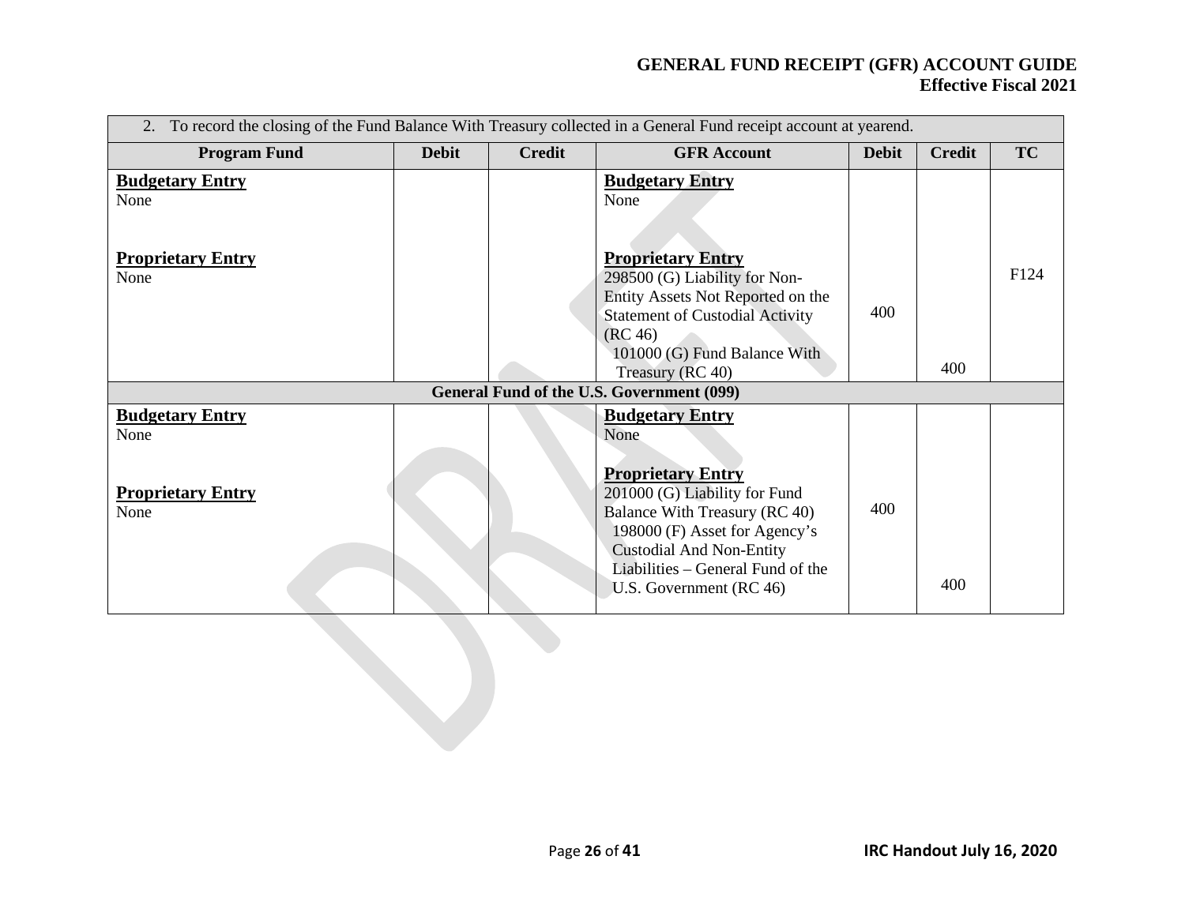| 2. To record the closing of the Fund Balance With Treasury collected in a General Fund receipt account at yearend. | | | | | | |
|---|---|---|---|---|---|---|
| **Program Fund** | **Debit** | **Credit** | **GFR Account** | **Debit** | **Credit** | **TC** |
| **Budgetary Entry**<br>None<br><br>**Proprietary Entry**<br>None | | | **Budgetary Entry**<br>None<br><br>**Proprietary Entry**<br>298500 (G) Liability for Non-Entity Assets Not Reported on the Statement of Custodial Activity (RC 46)<br>101000 (G) Fund Balance With Treasury (RC 40) | 400 | 400 | F124 |
| **General Fund of the U.S. Government (099)** | | | | | | |
| **Budgetary Entry**<br>None<br><br>**Proprietary Entry**<br>None | | | **Budgetary Entry**<br>None<br><br>**Proprietary Entry**<br>201000 (G) Liability for Fund Balance With Treasury (RC 40)<br>198000 (F) Asset for Agency's Custodial And Non-Entity Liabilities – General Fund of the U.S. Government (RC 46) | 400 | 400 | |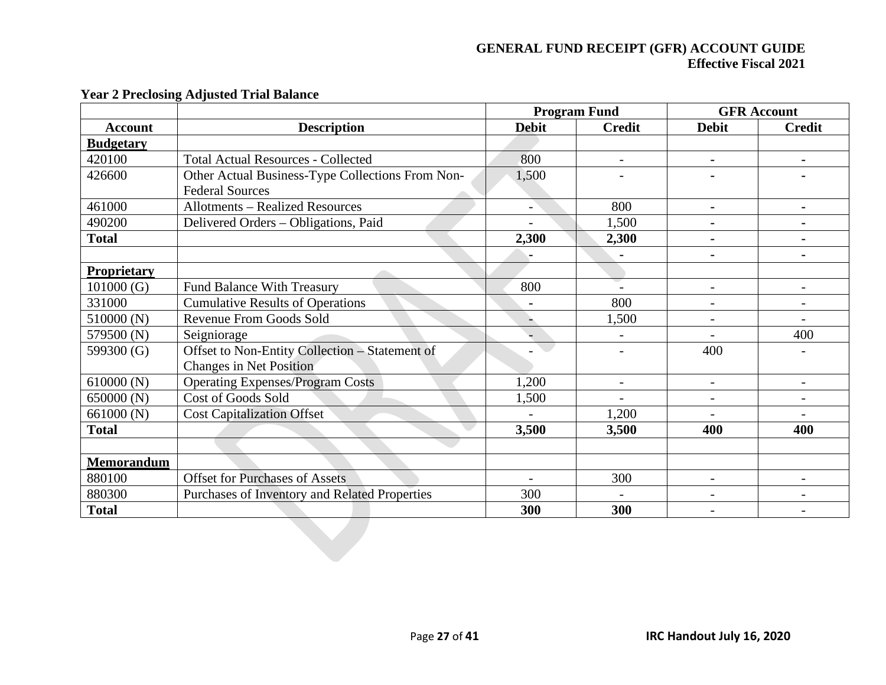**Year 2 Preclosing Adjusted Trial Balance**

| | | Program Fund | | GFR Account | |
|---|---|---|---|---|---|
| **Account** | **Description** | **Debit** | **Credit** | **Debit** | **Credit** |
| **Budgetary** | | | | | |
| 420100 | Total Actual Resources - Collected | 800 | - | - | - |
| 426600 | Other Actual Business-Type Collections From Non-Federal Sources | 1,500 | - | - | - |
| 461000 | Allotments – Realized Resources | - | 800 | - | - |
| 490200 | Delivered Orders – Obligations, Paid | - | 1,500 | - | - |
| **Total** | | **2,300** | **2,300** | **-** | **-** |
| | | - | - | - | - |
| **Proprietary** | | | | | |
| 101000 (G) | Fund Balance With Treasury | 800 | - | - | - |
| 331000 | Cumulative Results of Operations | - | 800 | - | - |
| 510000 (N) | Revenue From Goods Sold | - | 1,500 | - | - |
| 579500 (N) | Seigniorage | - | - | - | 400 |
| 599300 (G) | Offset to Non-Entity Collection – Statement of Changes in Net Position | - | - | 400 | - |
| 610000 (N) | Operating Expenses/Program Costs | 1,200 | - | - | - |
| 650000 (N) | Cost of Goods Sold | 1,500 | - | - | - |
| 661000 (N) | Cost Capitalization Offset | - | 1,200 | - | - |
| **Total** | | **3,500** | **3,500** | **400** | **400** |
| | | | | | |
| **Memorandum** | | | | | |
| 880100 | Offset for Purchases of Assets | - | 300 | - | - |
| 880300 | Purchases of Inventory and Related Properties | 300 | - | - | - |
| **Total** | | **300** | **300** | **-** | **-** |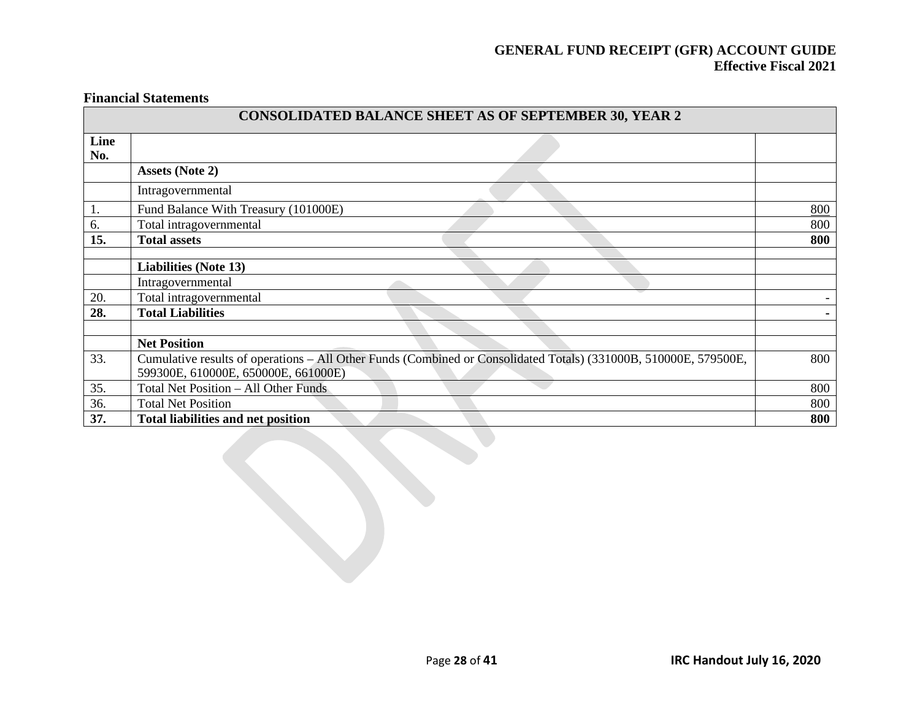**Financial Statements**

| CONSOLIDATED BALANCE SHEET AS OF SEPTEMBER 30, YEAR 2 | | |
|---|---|---|
| **Line No.** | | |
| | **Assets (Note 2)** | |
| | Intragovernmental | |
| 1. | Fund Balance With Treasury (101000E) | 800 |
| 6. | Total intragovernmental | 800 |
| **15.** | **Total assets** | **800** |
| | | |
| | **Liabilities (Note 13)** | |
| | Intragovernmental | |
| 20. | Total intragovernmental | - |
| **28.** | **Total Liabilities** | **-** |
| | | |
| | **Net Position** | |
| 33. | Cumulative results of operations – All Other Funds (Combined or Consolidated Totals) (331000B, 510000E, 579500E, 599300E, 610000E, 650000E, 661000E) | 800 |
| 35. | Total Net Position – All Other Funds | 800 |
| 36. | Total Net Position | 800 |
| **37.** | **Total liabilities and net position** | **800** |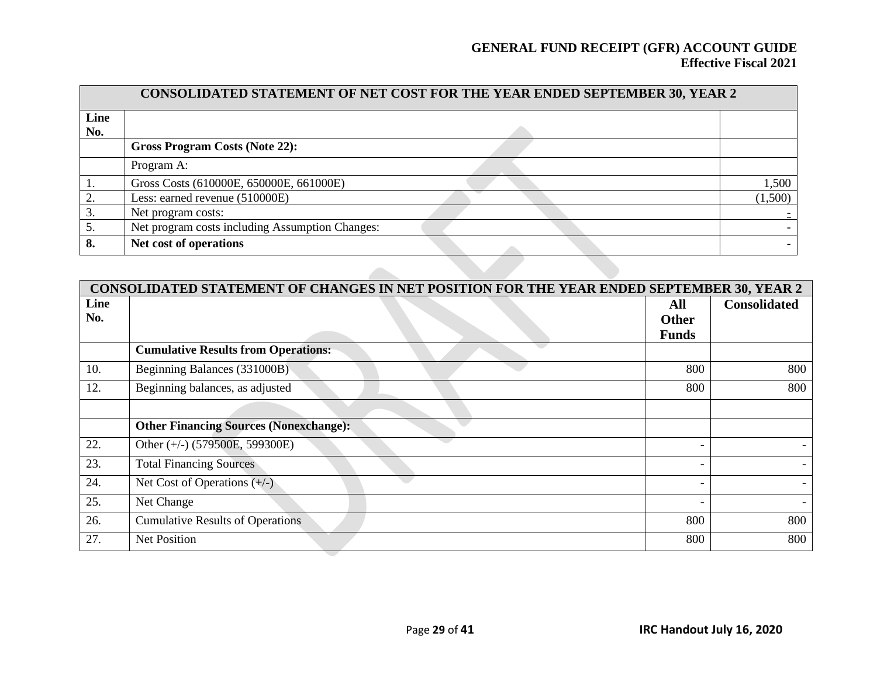| CONSOLIDATED STATEMENT OF NET COST FOR THE YEAR ENDED SEPTEMBER 30, YEAR 2 | | |
|---|---|---|
| **Line No.** | | |
| | **Gross Program Costs (Note 22):** | |
| | Program A: | |
| 1. | Gross Costs (610000E, 650000E, 661000E) | 1,500 |
| 2. | Less: earned revenue (510000E) | (1,500) |
| 3. | Net program costs: | - |
| 5. | Net program costs including Assumption Changes: | - |
| **8.** | **Net cost of operations** | **-** |

| CONSOLIDATED STATEMENT OF CHANGES IN NET POSITION FOR THE YEAR ENDED SEPTEMBER 30, YEAR 2 | | | |
|---|---|---|---|
| **Line No.** | | **All Other Funds** | **Consolidated** |
| | **Cumulative Results from Operations:** | | |
| 10. | Beginning Balances (331000B) | 800 | 800 |
| 12. | Beginning balances, as adjusted | 800 | 800 |
| | | | |
| | **Other Financing Sources (Nonexchange):** | | |
| 22. | Other (+/-) (579500E, 599300E) | - | - |
| 23. | Total Financing Sources | - | - |
| 24. | Net Cost of Operations (+/-) | - | - |
| 25. | Net Change | - | - |
| 26. | Cumulative Results of Operations | 800 | 800 |
| 27. | Net Position | 800 | 800 |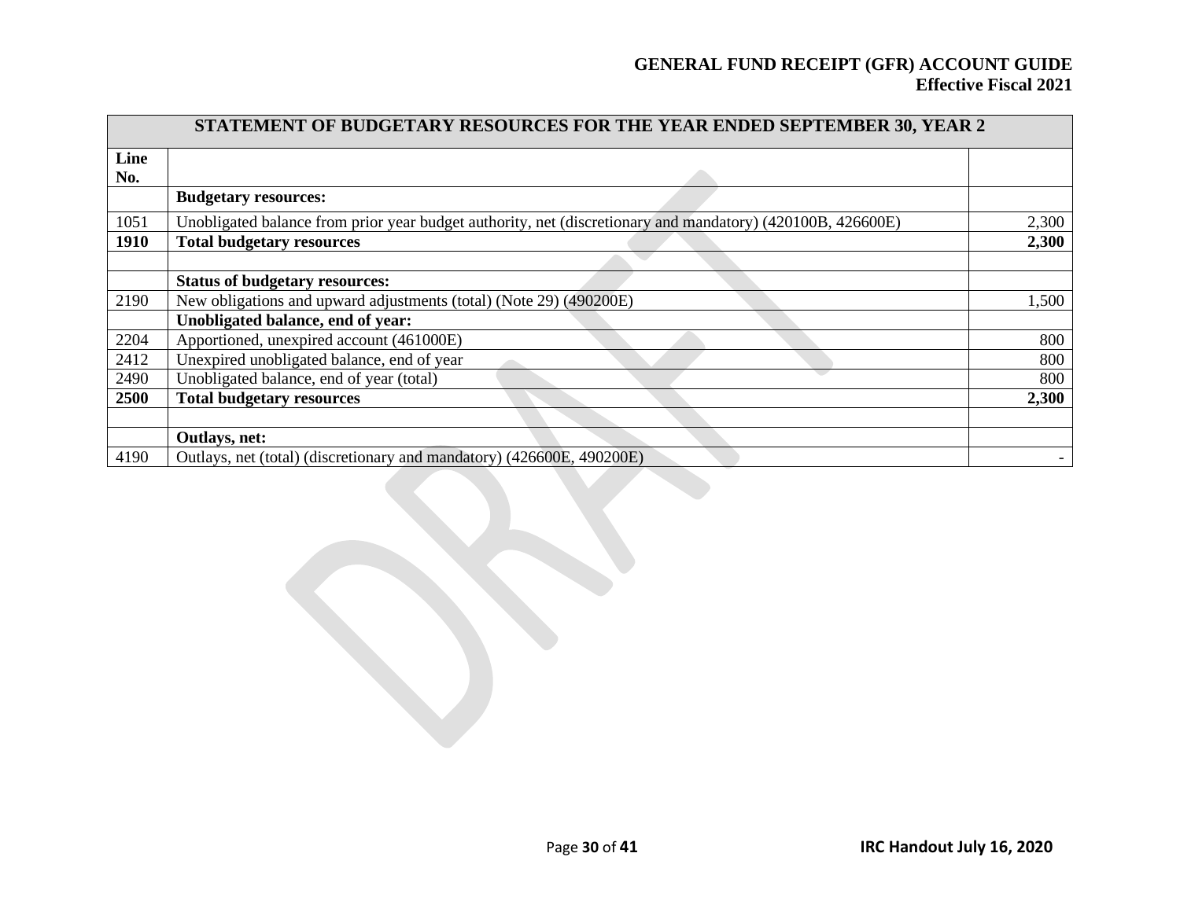| STATEMENT OF BUDGETARY RESOURCES FOR THE YEAR ENDED SEPTEMBER 30, YEAR 2 | | |
|---|---|---|
| **Line No.** | | |
| | **Budgetary resources:** | |
| 1051 | Unobligated balance from prior year budget authority, net (discretionary and mandatory) (420100B, 426600E) | 2,300 |
| **1910** | **Total budgetary resources** | **2,300** |
| | | |
| | **Status of budgetary resources:** | |
| 2190 | New obligations and upward adjustments (total) (Note 29) (490200E) | 1,500 |
| | **Unobligated balance, end of year:** | |
| 2204 | Apportioned, unexpired account (461000E) | 800 |
| 2412 | Unexpired unobligated balance, end of year | 800 |
| 2490 | Unobligated balance, end of year (total) | 800 |
| **2500** | **Total budgetary resources** | **2,300** |
| | | |
| | **Outlays, net:** | |
| 4190 | Outlays, net (total) (discretionary and mandatory) (426600E, 490200E) | - |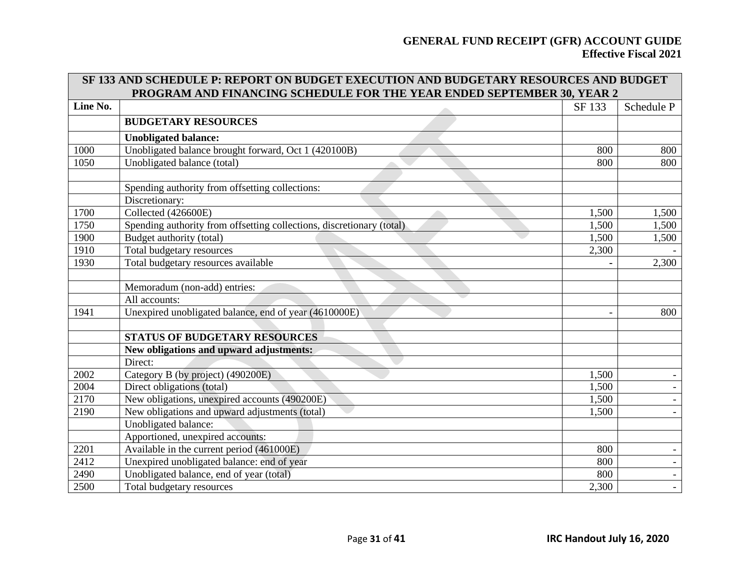| SF 133 AND SCHEDULE P: REPORT ON BUDGET EXECUTION AND BUDGETARY RESOURCES AND BUDGET PROGRAM AND FINANCING SCHEDULE FOR THE YEAR ENDED SEPTEMBER 30, YEAR 2 | | | |
|---|---|---|---|
| Line No. | | SF 133 | Schedule P |
| | **BUDGETARY RESOURCES** | | |
| | **Unobligated balance:** | | |
| 1000 | Unobligated balance brought forward, Oct 1 (420100B) | 800 | 800 |
| 1050 | Unobligated balance (total) | 800 | 800 |
| | | | |
| | Spending authority from offsetting collections: | | |
| | Discretionary: | | |
| 1700 | Collected (426600E) | 1,500 | 1,500 |
| 1750 | Spending authority from offsetting collections, discretionary (total) | 1,500 | 1,500 |
| 1900 | Budget authority (total) | 1,500 | 1,500 |
| 1910 | Total budgetary resources | 2,300 | - |
| 1930 | Total budgetary resources available | - | 2,300 |
| | | | |
| | Memoradum (non-add) entries: | | |
| | All accounts: | | |
| 1941 | Unexpired unobligated balance, end of year (4610000E) | - | 800 |
| | | | |
| | **STATUS OF BUDGETARY RESOURCES** | | |
| | **New obligations and upward adjustments:** | | |
| | Direct: | | |
| 2002 | Category B (by project) (490200E) | 1,500 | - |
| 2004 | Direct obligations (total) | 1,500 | - |
| 2170 | New obligations, unexpired accounts (490200E) | 1,500 | - |
| 2190 | New obligations and upward adjustments (total) | 1,500 | - |
| | Unobligated balance: | | |
| | Apportioned, unexpired accounts: | | |
| 2201 | Available in the current period (461000E) | 800 | - |
| 2412 | Unexpired unobligated balance: end of year | 800 | - |
| 2490 | Unobligated balance, end of year (total) | 800 | - |
| 2500 | Total budgetary resources | 2,300 | - |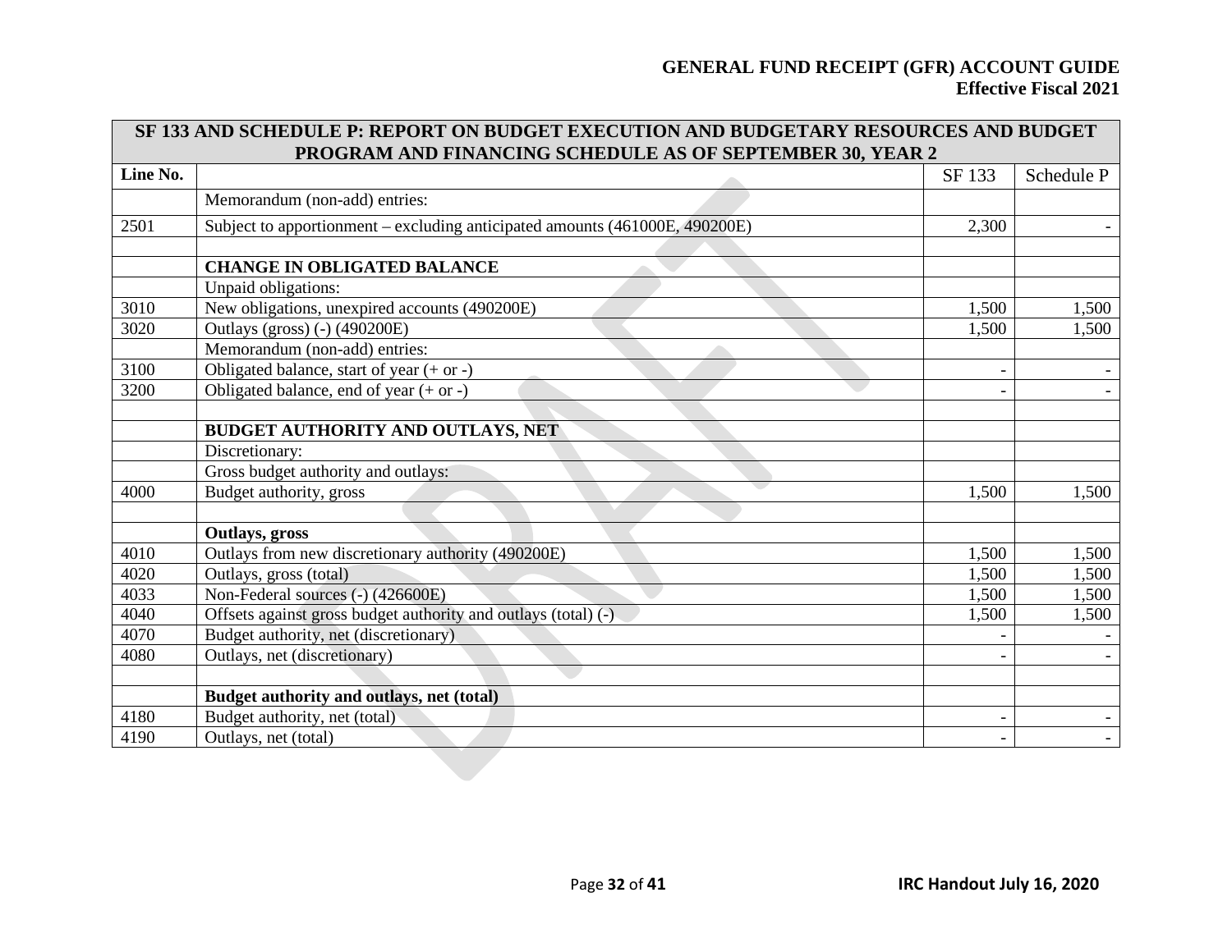| SF 133 AND SCHEDULE P: REPORT ON BUDGET EXECUTION AND BUDGETARY RESOURCES AND BUDGET PROGRAM AND FINANCING SCHEDULE AS OF SEPTEMBER 30, YEAR 2 | | | |
|---|---|---|---|
| **Line No.** | | SF 133 | Schedule P |
| | Memorandum (non-add) entries: | | |
| 2501 | Subject to apportionment – excluding anticipated amounts (461000E, 490200E) | 2,300 | - |
| | | | |
| | **CHANGE IN OBLIGATED BALANCE** | | |
| | Unpaid obligations: | | |
| 3010 | New obligations, unexpired accounts (490200E) | 1,500 | 1,500 |
| 3020 | Outlays (gross) (-) (490200E) | 1,500 | 1,500 |
| | Memorandum (non-add) entries: | | |
| 3100 | Obligated balance, start of year (+ or -) | - | - |
| 3200 | Obligated balance, end of year (+ or -) | - | - |
| | | | |
| | **BUDGET AUTHORITY AND OUTLAYS, NET** | | |
| | Discretionary: | | |
| | Gross budget authority and outlays: | | |
| 4000 | Budget authority, gross | 1,500 | 1,500 |
| | | | |
| | **Outlays, gross** | | |
| 4010 | Outlays from new discretionary authority (490200E) | 1,500 | 1,500 |
| 4020 | Outlays, gross (total) | 1,500 | 1,500 |
| 4033 | Non-Federal sources (-) (426600E) | 1,500 | 1,500 |
| 4040 | Offsets against gross budget authority and outlays (total) (-) | 1,500 | 1,500 |
| 4070 | Budget authority, net (discretionary) | - | - |
| 4080 | Outlays, net (discretionary) | - | - |
| | | | |
| | **Budget authority and outlays, net (total)** | | |
| 4180 | Budget authority, net (total) | - | - |
| 4190 | Outlays, net (total) | - | - |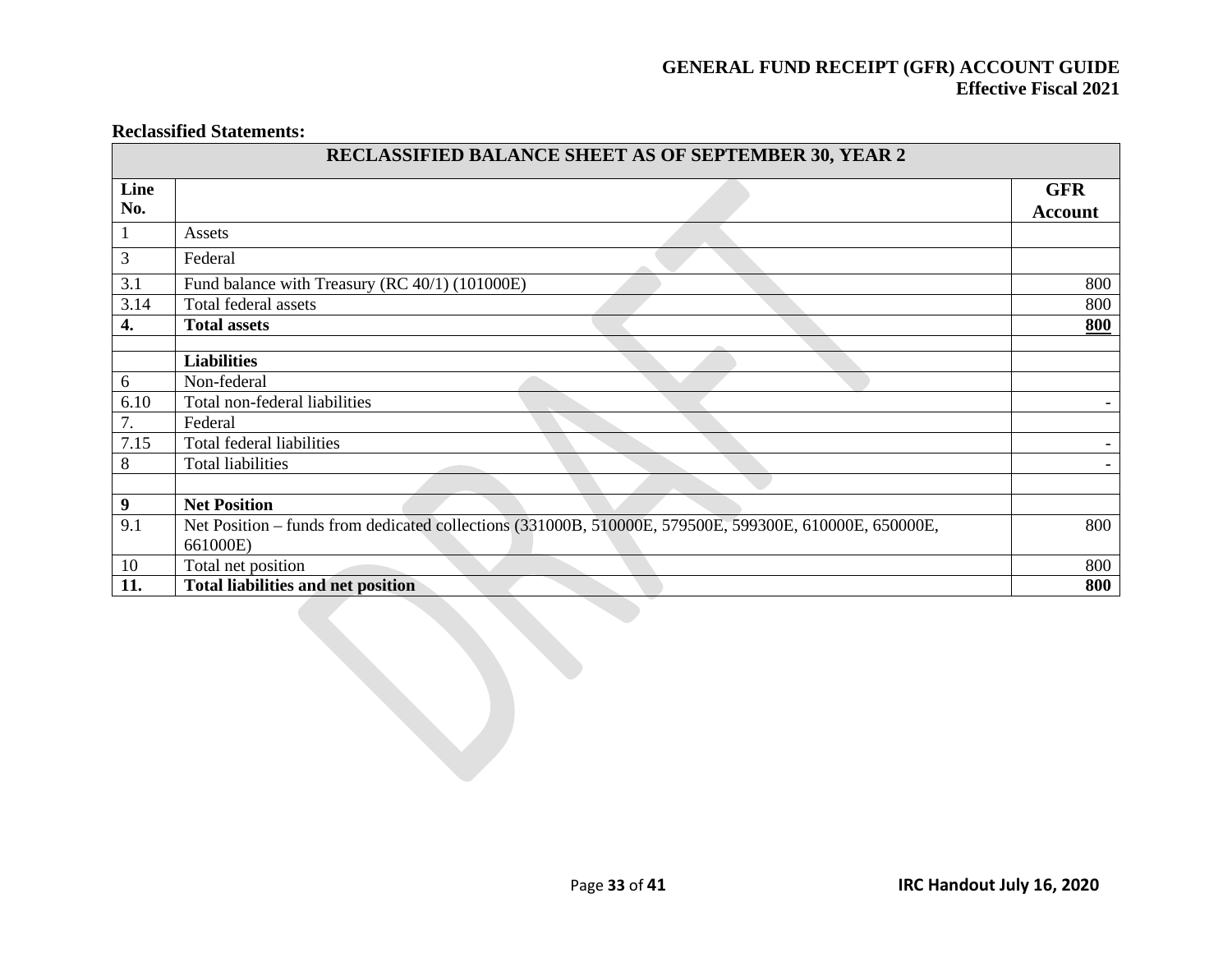**Reclassified Statements:**

| RECLASSIFIED BALANCE SHEET AS OF SEPTEMBER 30, YEAR 2 | | |
|---|---|---|
| **Line No.** | | **GFR Account** |
| 1 | Assets | |
| 3 | Federal | |
| 3.1 | Fund balance with Treasury (RC 40/1) (101000E) | 800 |
| 3.14 | Total federal assets | 800 |
| **4.** | **Total assets** | **800** |
| | | |
| | **Liabilities** | |
| 6 | Non-federal | |
| 6.10 | Total non-federal liabilities | - |
| 7. | Federal | |
| 7.15 | Total federal liabilities | - |
| 8 | Total liabilities | - |
| | | |
| **9** | **Net Position** | |
| 9.1 | Net Position – funds from dedicated collections (331000B, 510000E, 579500E, 599300E, 610000E, 650000E, 661000E) | 800 |
| 10 | Total net position | 800 |
| **11.** | **Total liabilities and net position** | **800** |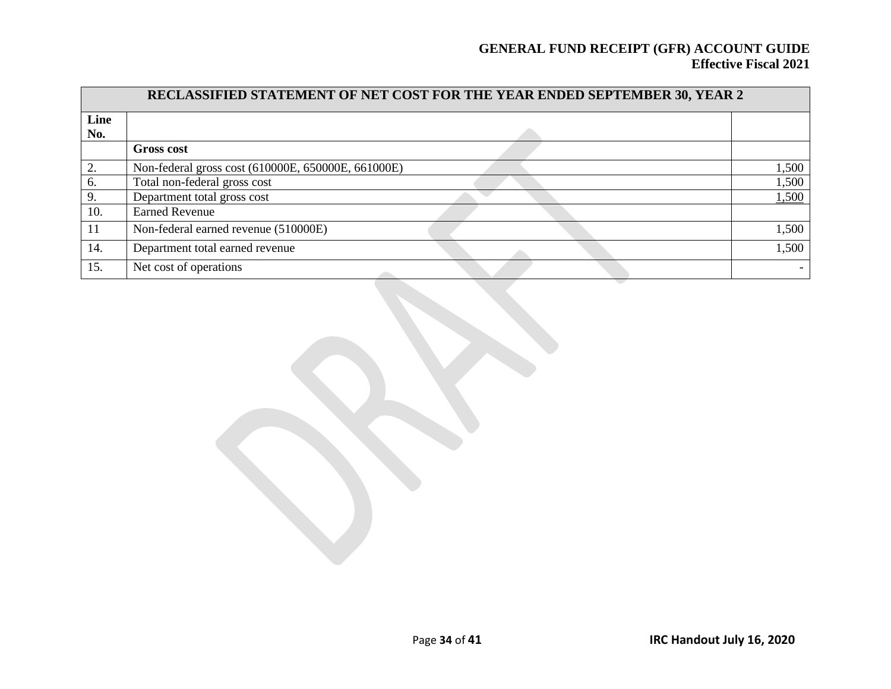| RECLASSIFIED STATEMENT OF NET COST FOR THE YEAR ENDED SEPTEMBER 30, YEAR 2 | | |
|---|---|---|
| **Line No.** | | |
| | **Gross cost** | |
| 2. | Non-federal gross cost (610000E, 650000E, 661000E) | 1,500 |
| 6. | Total non-federal gross cost | 1,500 |
| 9. | Department total gross cost | 1,500 |
| 10. | Earned Revenue | |
| 11 | Non-federal earned revenue (510000E) | 1,500 |
| 14. | Department total earned revenue | 1,500 |
| 15. | Net cost of operations | - |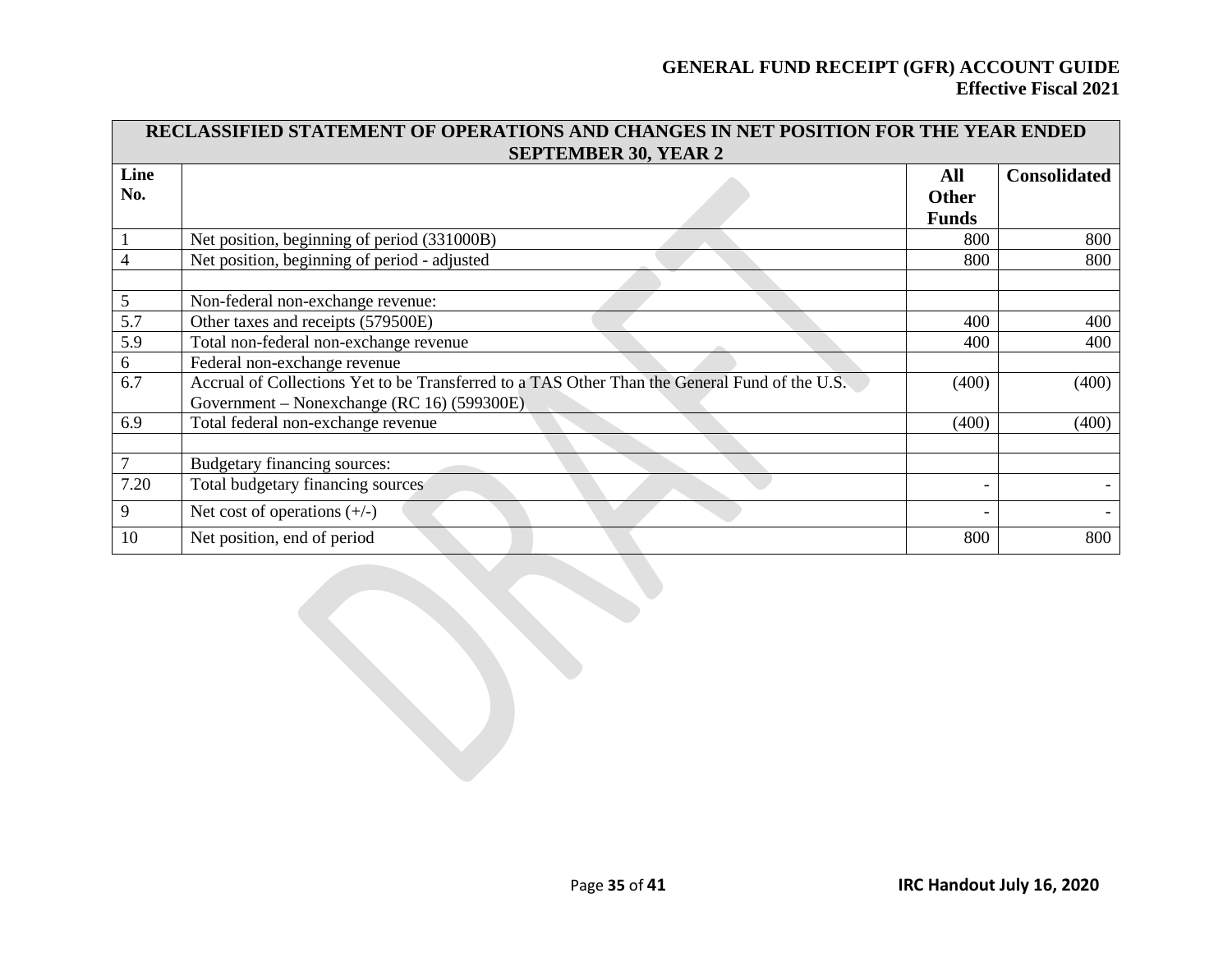| RECLASSIFIED STATEMENT OF OPERATIONS AND CHANGES IN NET POSITION FOR THE YEAR ENDED SEPTEMBER 30, YEAR 2 | | | |
|---|---|---|---|
| **Line No.** | | **All Other Funds** | **Consolidated** |
| 1 | Net position, beginning of period (331000B) | 800 | 800 |
| 4 | Net position, beginning of period - adjusted | 800 | 800 |
| | | | |
| 5 | Non-federal non-exchange revenue: | | |
| 5.7 | Other taxes and receipts (579500E) | 400 | 400 |
| 5.9 | Total non-federal non-exchange revenue | 400 | 400 |
| 6 | Federal non-exchange revenue | | |
| 6.7 | Accrual of Collections Yet to be Transferred to a TAS Other Than the General Fund of the U.S. Government – Nonexchange (RC 16) (599300E) | (400) | (400) |
| 6.9 | Total federal non-exchange revenue | (400) | (400) |
| | | | |
| 7 | Budgetary financing sources: | | |
| 7.20 | Total budgetary financing sources | - | - |
| 9 | Net cost of operations (+/-) | - | - |
| 10 | Net position, end of period | 800 | 800 |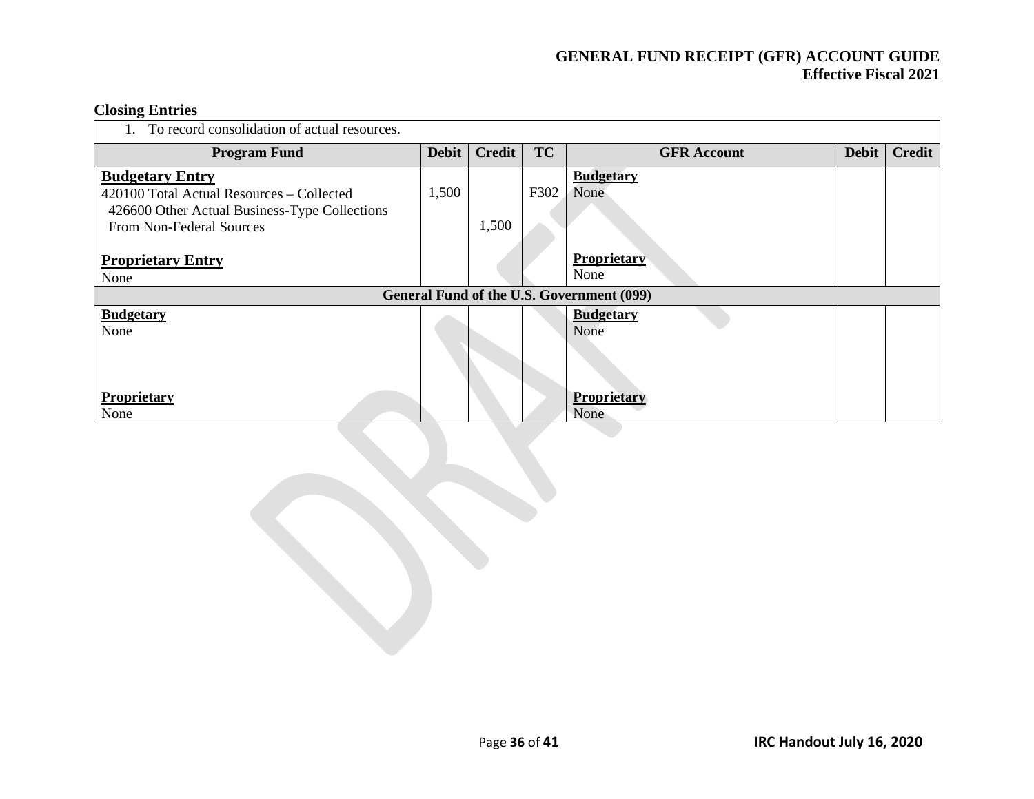### Closing Entries

| 1. To record consolidation of actual resources. | | | | | | |
|---|---|---|---|---|---|---|
| **Program Fund** | **Debit** | **Credit** | **TC** | **GFR Account** | **Debit** | **Credit** |
| **Budgetary Entry**<br>420100 Total Actual Resources – Collected<br>426600 Other Actual Business-Type Collections From Non-Federal Sources<br><br>**Proprietary Entry**<br>None | 1,500 | <br><br>1,500 | F302 | **Budgetary**<br>None<br><br>**Proprietary**<br>None | | |
| **General Fund of the U.S. Government (099)** | | | | | | |
| **Budgetary**<br>None<br><br>**Proprietary**<br>None | | | | **Budgetary**<br>None<br><br>**Proprietary**<br>None | | |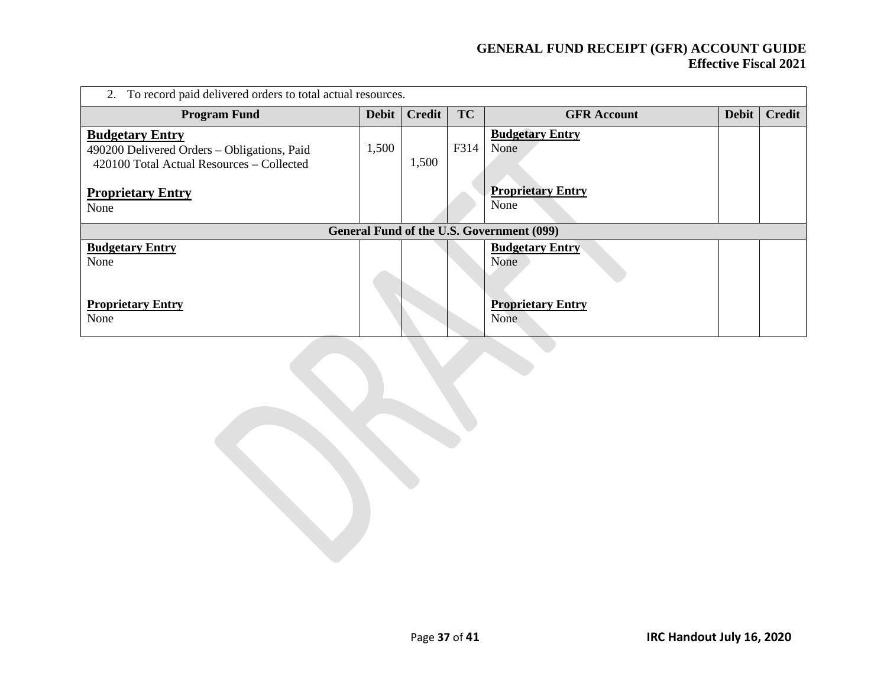| 2. To record paid delivered orders to total actual resources. | | | | | | |
|---|---|---|---|---|---|---|
| **Program Fund** | **Debit** | **Credit** | **TC** | **GFR Account** | **Debit** | **Credit** |
| **Budgetary Entry**<br>490200 Delivered Orders – Obligations, Paid<br>420100 Total Actual Resources – Collected<br><br>**Proprietary Entry**<br>None | 1,500 | 1,500 | F314 | **Budgetary Entry**<br>None<br><br>**Proprietary Entry**<br>None | | |
| **General Fund of the U.S. Government (099)** | | | | | | |
| **Budgetary Entry**<br>None<br><br>**Proprietary Entry**<br>None | | | | **Budgetary Entry**<br>None<br><br>**Proprietary Entry**<br>None | | |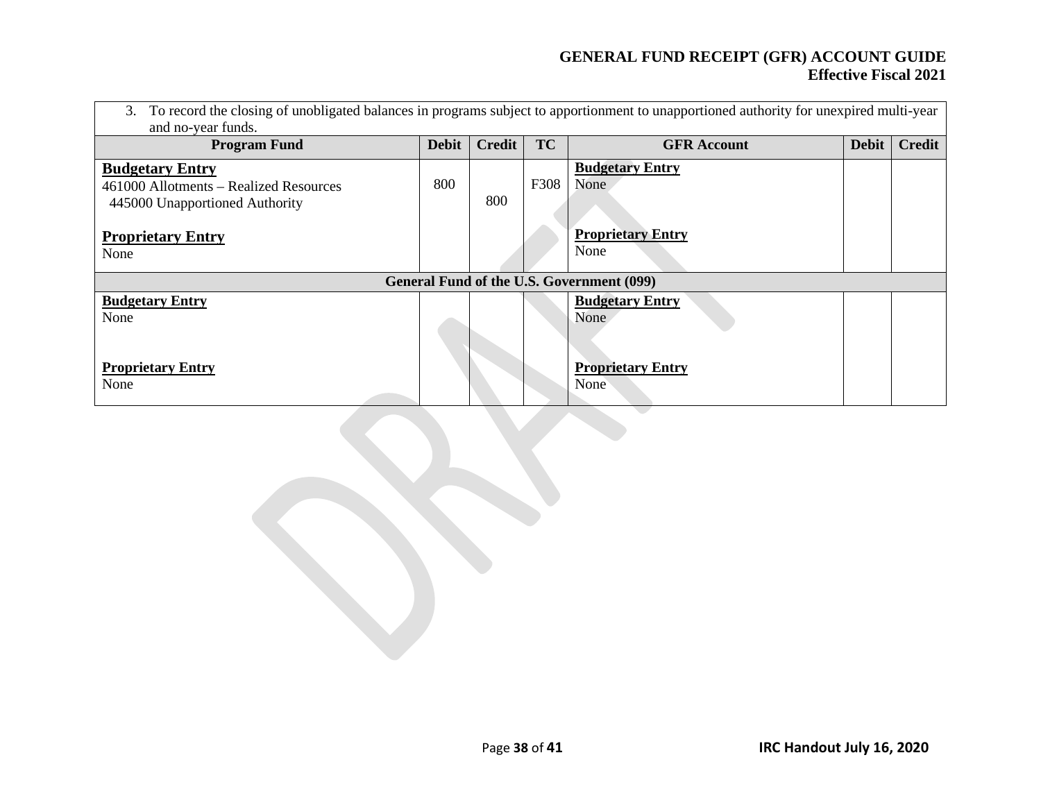3. To record the closing of unobligated balances in programs subject to apportionment to unapportioned authority for unexpired multi-year and no-year funds.

| Program Fund | Debit | Credit | TC | GFR Account | Debit | Credit |
|---|---|---|---|---|---|---|
| **Budgetary Entry**<br>461000 Allotments – Realized Resources<br>445000 Unapportioned Authority<br><br>**Proprietary Entry**<br>None | 800 | <br><br>800 | F308 | **Budgetary Entry**<br>None<br><br>**Proprietary Entry**<br>None | | |
| **General Fund of the U.S. Government (099)** | | | | | | |
| **Budgetary Entry**<br>None<br><br>**Proprietary Entry**<br>None | | | | **Budgetary Entry**<br>None<br><br>**Proprietary Entry**<br>None | | |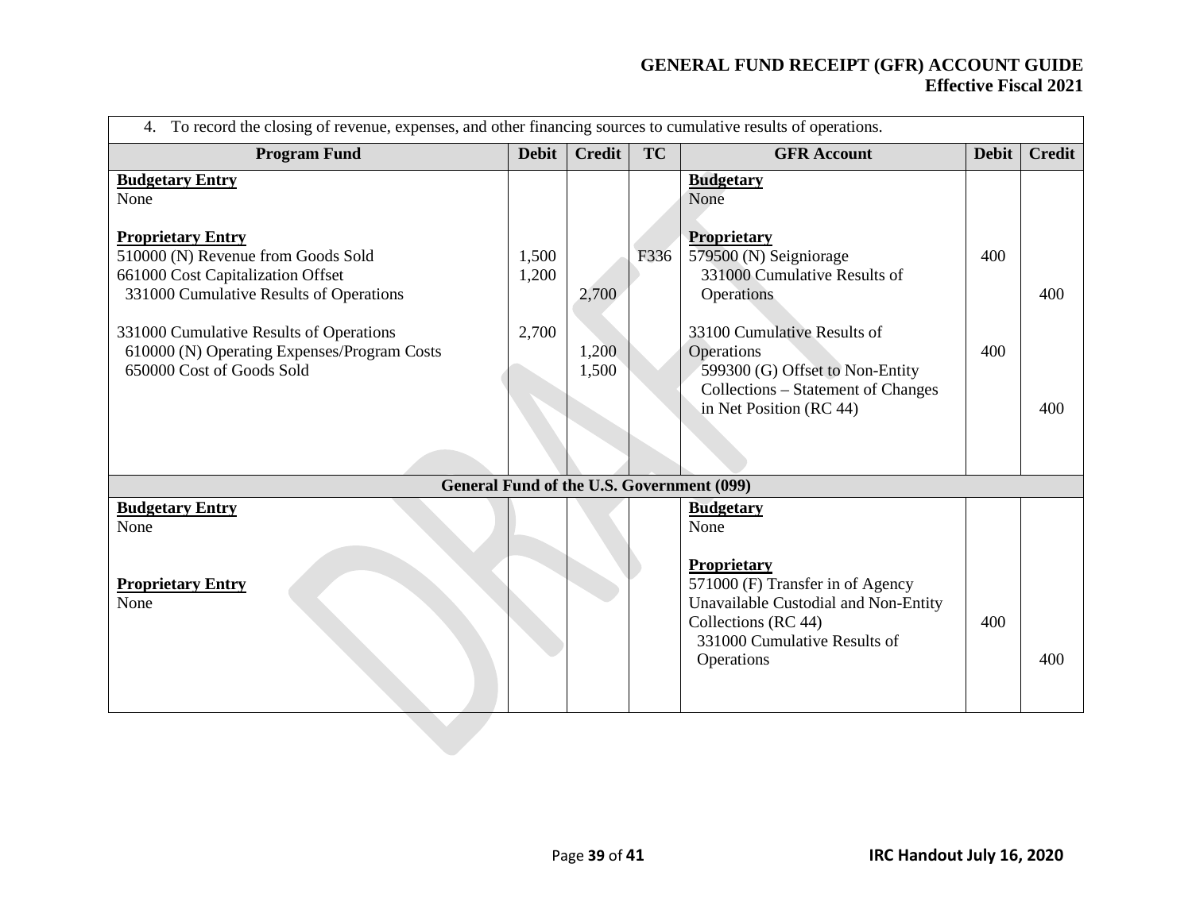| 4. To record the closing of revenue, expenses, and other financing sources to cumulative results of operations. | | | | | | |
|---|---|---|---|---|---|---|
| **Program Fund** | **Debit** | **Credit** | **TC** | **GFR Account** | **Debit** | **Credit** |
| **Budgetary Entry**<br>None | | | | **Budgetary**<br>None | | |
| **Proprietary Entry**<br>510000 (N) Revenue from Goods Sold<br>661000 Cost Capitalization Offset<br>331000 Cumulative Results of Operations | 1,500<br>1,200 | <br><br>2,700 | F336 | **Proprietary**<br>579500 (N) Seigniorage<br>331000 Cumulative Results of Operations | 400 | 400 |
| 331000 Cumulative Results of Operations<br>610000 (N) Operating Expenses/Program Costs<br>650000 Cost of Goods Sold | 2,700 | <br>1,200<br>1,500 | | 33100 Cumulative Results of Operations<br>599300 (G) Offset to Non-Entity Collections – Statement of Changes in Net Position (RC 44) | 400 | 400 |
| **General Fund of the U.S. Government (099)** | | | | | | |
| **Budgetary Entry**<br>None | | | | **Budgetary**<br>None | | |
| **Proprietary Entry**<br>None | | | | **Proprietary**<br>571000 (F) Transfer in of Agency Unavailable Custodial and Non-Entity Collections (RC 44)<br>331000 Cumulative Results of Operations | 400 | 400 |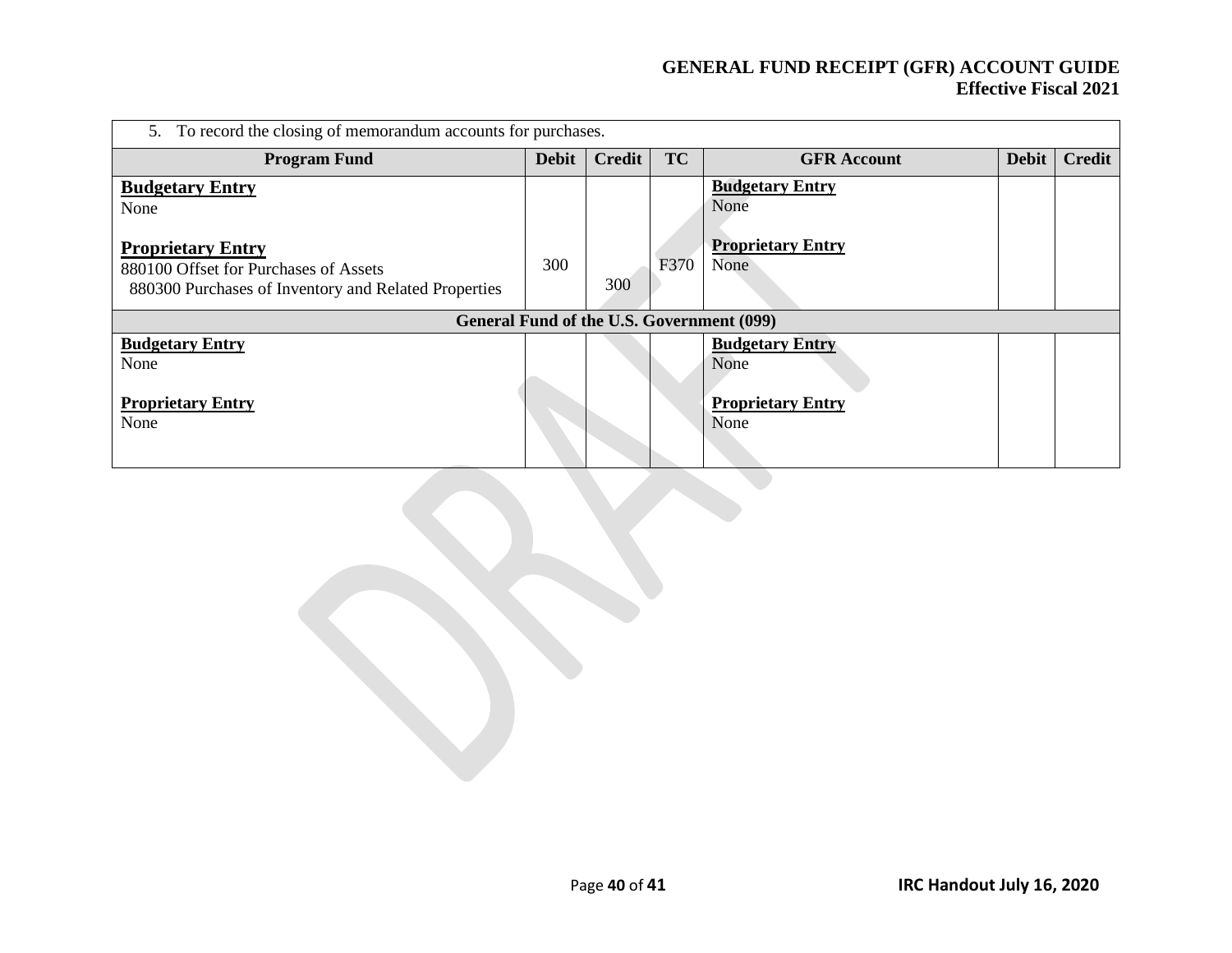| 5. To record the closing of memorandum accounts for purchases. | | | | | | |
|---|---|---|---|---|---|---|
| **Program Fund** | **Debit** | **Credit** | **TC** | **GFR Account** | **Debit** | **Credit** |
| **Budgetary Entry**<br>None<br><br>**Proprietary Entry**<br>880100 Offset for Purchases of Assets<br>880300 Purchases of Inventory and Related Properties | <br><br><br><br>300 | <br><br><br><br><br>300 | <br><br><br><br>F370 | **Budgetary Entry**<br>None<br><br>**Proprietary Entry**<br>None | | |
| **General Fund of the U.S. Government (099)** | | | | | | |
| **Budgetary Entry**<br>None<br><br>**Proprietary Entry**<br>None | | | | **Budgetary Entry**<br>None<br><br>**Proprietary Entry**<br>None | | |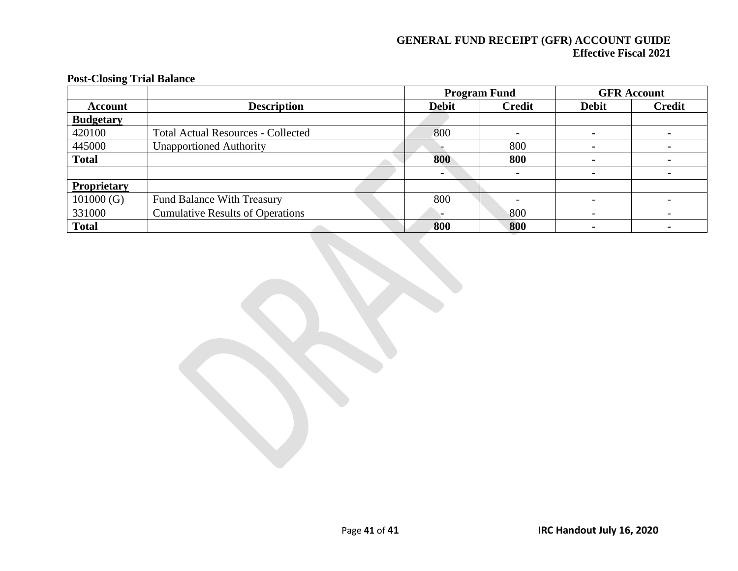**Post-Closing Trial Balance**

| | | Program Fund | | GFR Account | |
|---|---|---|---|---|---|
| **Account** | **Description** | **Debit** | **Credit** | **Debit** | **Credit** |
| **Budgetary** | | | | | |
| 420100 | Total Actual Resources - Collected | 800 | - | - | - |
| 445000 | Unapportioned Authority | - | 800 | - | - |
| **Total** | | **800** | **800** | **-** | **-** |
| | | **-** | **-** | **-** | **-** |
| **Proprietary** | | | | | |
| 101000 (G) | Fund Balance With Treasury | 800 | - | - | - |
| 331000 | Cumulative Results of Operations | - | 800 | - | - |
| **Total** | | **800** | **800** | **-** | **-** |